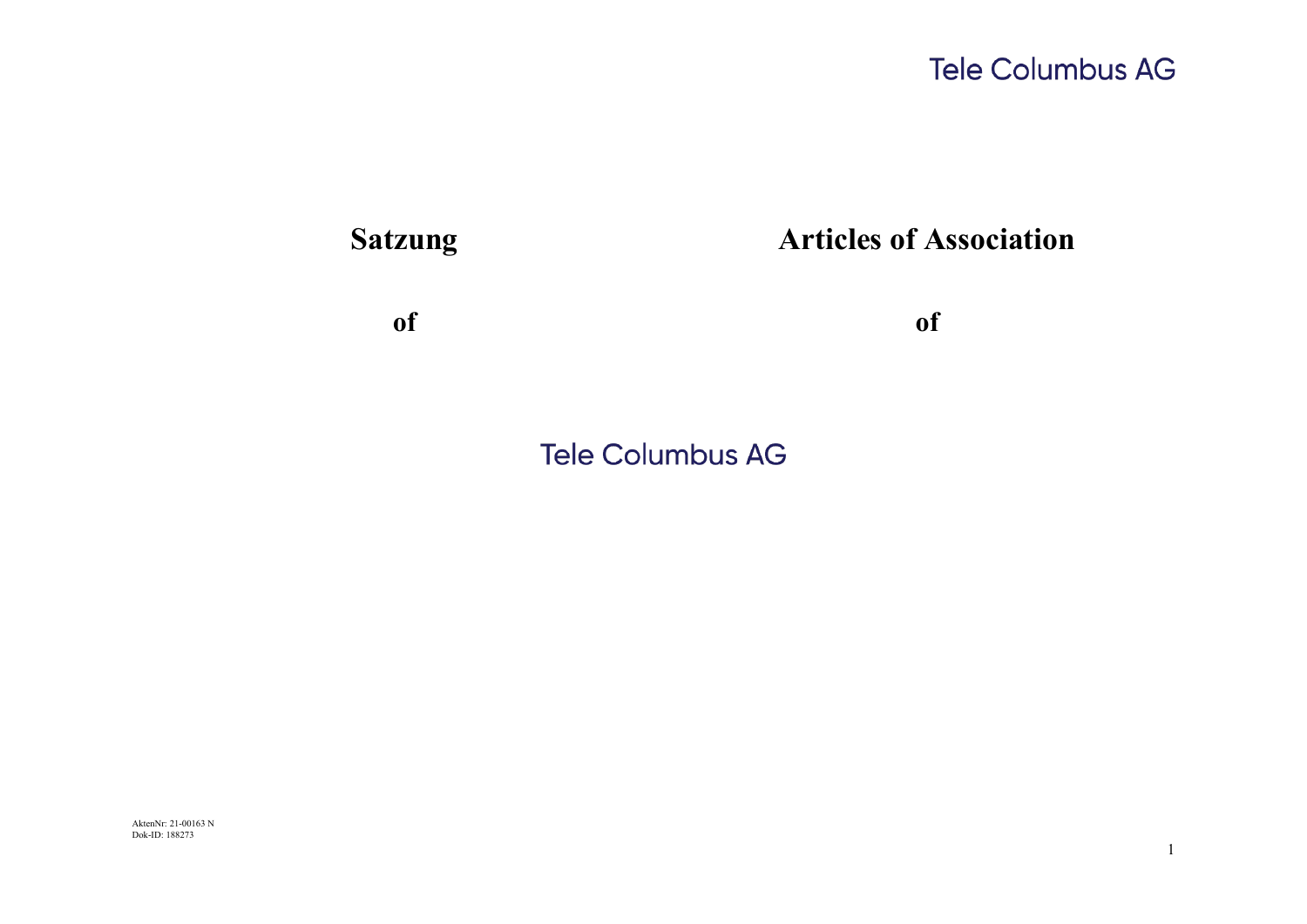| Satzung | Articles of Association |
| --- | --- |
| of | of |

Tele Columbus AG

AktenNr: 21-00163 N
Dok-ID: 188273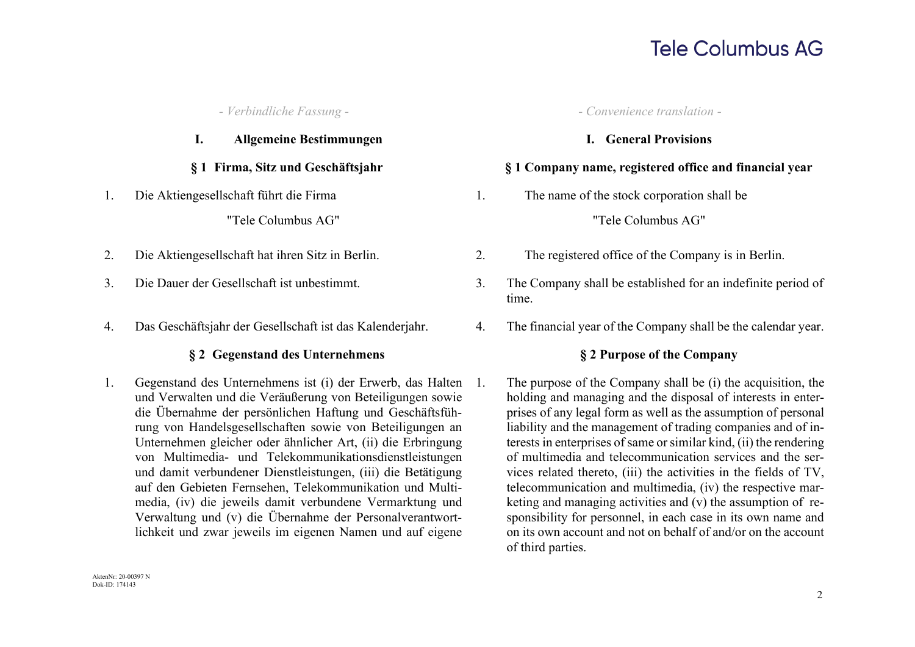*- Verbindliche Fassung -*

## I. Allgemeine Bestimmungen

### § 1 Firma, Sitz und Geschäftsjahr

1. Die Aktiengesellschaft führt die Firma

   "Tele Columbus AG"

2. Die Aktiengesellschaft hat ihren Sitz in Berlin.

3. Die Dauer der Gesellschaft ist unbestimmt.

4. Das Geschäftsjahr der Gesellschaft ist das Kalenderjahr.

### § 2 Gegenstand des Unternehmens

1. Gegenstand des Unternehmens ist (i) der Erwerb, das Halten und Verwalten und die Veräußerung von Beteiligungen sowie die Übernahme der persönlichen Haftung und Geschäftsführung von Handelsgesellschaften sowie von Beteiligungen an Unternehmen gleicher oder ähnlicher Art, (ii) die Erbringung von Multimedia- und Telekommunikationsdienstleistungen und damit verbundener Dienstleistungen, (iii) die Betätigung auf den Gebieten Fernsehen, Telekommunikation und Multimedia, (iv) die jeweils damit verbundene Vermarktung und Verwaltung und (v) die Übernahme der Personalverantwortlichkeit und zwar jeweils im eigenen Namen und auf eigene

*- Convenience translation -*

## I. General Provisions

### § 1 Company name, registered office and financial year

1. The name of the stock corporation shall be

   "Tele Columbus AG"

2. The registered office of the Company is in Berlin.

3. The Company shall be established for an indefinite period of time.

4. The financial year of the Company shall be the calendar year.

### § 2 Purpose of the Company

1. The purpose of the Company shall be (i) the acquisition, the holding and managing and the disposal of interests in enterprises of any legal form as well as the assumption of personal liability and the management of trading companies and of interests in enterprises of same or similar kind, (ii) the rendering of multimedia and telecommunication services and the services related thereto, (iii) the activities in the fields of TV, telecommunication and multimedia, (iv) the respective marketing and managing activities and (v) the assumption of responsibility for personnel, in each case in its own name and on its own account and not on behalf of and/or on the account of third parties.

AktenNr: 20-00397 N
Dok-ID: 174143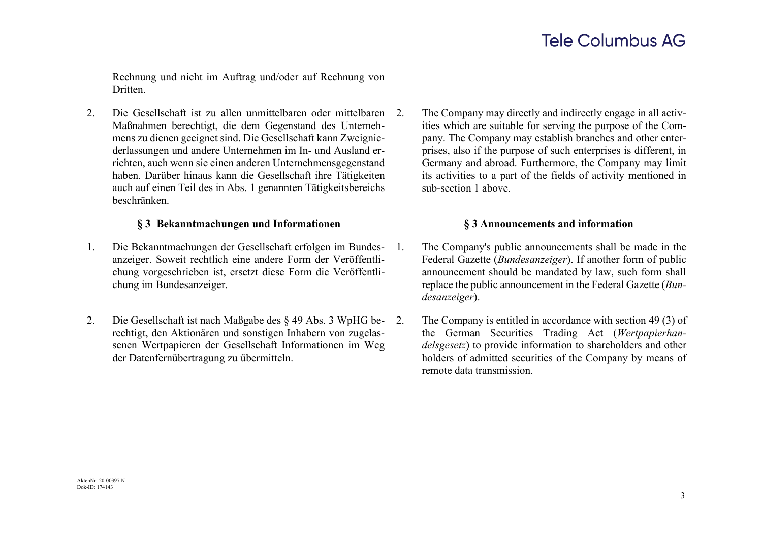Rechnung und nicht im Auftrag und/oder auf Rechnung von Dritten.

2. Die Gesellschaft ist zu allen unmittelbaren oder mittelbaren Maßnahmen berechtigt, die dem Gegenstand des Unternehmens zu dienen geeignet sind. Die Gesellschaft kann Zweigniederlassungen und andere Unternehmen im In- und Ausland errichten, auch wenn sie einen anderen Unternehmensgegenstand haben. Darüber hinaus kann die Gesellschaft ihre Tätigkeiten auch auf einen Teil des in Abs. 1 genannten Tätigkeitsbereichs beschränken.

2. The Company may directly and indirectly engage in all activities which are suitable for serving the purpose of the Company. The Company may establish branches and other enterprises, also if the purpose of such enterprises is different, in Germany and abroad. Furthermore, the Company may limit its activities to a part of the fields of activity mentioned in sub-section 1 above.

## § 3 Bekanntmachungen und Informationen

1. Die Bekanntmachungen der Gesellschaft erfolgen im Bundesanzeiger. Soweit rechtlich eine andere Form der Veröffentlichung vorgeschrieben ist, ersetzt diese Form die Veröffentlichung im Bundesanzeiger.

2. Die Gesellschaft ist nach Maßgabe des § 49 Abs. 3 WpHG berechtigt, den Aktionären und sonstigen Inhabern von zugelassenen Wertpapieren der Gesellschaft Informationen im Weg der Datenfernübertragung zu übermitteln.

## § 3 Announcements and information

1. The Company's public announcements shall be made in the Federal Gazette (*Bundesanzeiger*). If another form of public announcement should be mandated by law, such form shall replace the public announcement in the Federal Gazette (*Bundesanzeiger*).

2. The Company is entitled in accordance with section 49 (3) of the German Securities Trading Act (*Wertpapierhandelsgesetz*) to provide information to shareholders and other holders of admitted securities of the Company by means of remote data transmission.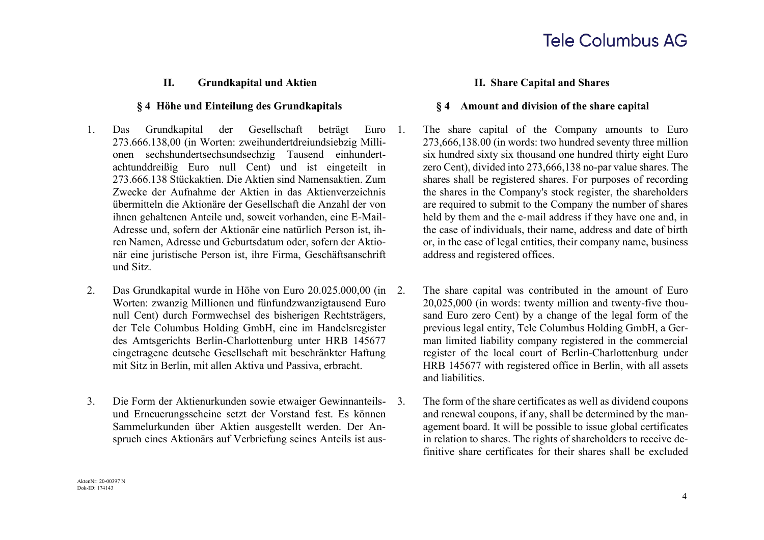## II. Grundkapital und Aktien

### § 4 Höhe und Einteilung des Grundkapitals

1. Das Grundkapital der Gesellschaft beträgt Euro 273.666.138,00 (in Worten: zweihundertdreiundsiebzig Millionen sechshundertsechsundsechzig Tausend einhundertachtunddreißig Euro null Cent) und ist eingeteilt in 273.666.138 Stückaktien. Die Aktien sind Namensaktien. Zum Zwecke der Aufnahme der Aktien in das Aktienverzeichnis übermitteln die Aktionäre der Gesellschaft die Anzahl der von ihnen gehaltenen Anteile und, soweit vorhanden, eine E-Mail-Adresse und, sofern der Aktionär eine natürlich Person ist, ihren Namen, Adresse und Geburtsdatum oder, sofern der Aktionär eine juristische Person ist, ihre Firma, Geschäftsanschrift und Sitz.

2. Das Grundkapital wurde in Höhe von Euro 20.025.000,00 (in Worten: zwanzig Millionen und fünfundzwanzigtausend Euro null Cent) durch Formwechsel des bisherigen Rechtsträgers, der Tele Columbus Holding GmbH, eine im Handelsregister des Amtsgerichts Berlin-Charlottenburg unter HRB 145677 eingetragene deutsche Gesellschaft mit beschränkter Haftung mit Sitz in Berlin, mit allen Aktiva und Passiva, erbracht.

3. Die Form der Aktienurkunden sowie etwaiger Gewinnanteils- und Erneuerungsscheine setzt der Vorstand fest. Es können Sammelurkunden über Aktien ausgestellt werden. Der Anspruch eines Aktionärs auf Verbriefung seines Anteils ist aus-

## II. Share Capital and Shares

### § 4 Amount and division of the share capital

1. The share capital of the Company amounts to Euro 273,666,138.00 (in words: two hundred seventy three million six hundred sixty six thousand one hundred thirty eight Euro zero Cent), divided into 273,666,138 no-par value shares. The shares shall be registered shares. For purposes of recording the shares in the Company's stock register, the shareholders are required to submit to the Company the number of shares held by them and the e-mail address if they have one and, in the case of individuals, their name, address and date of birth or, in the case of legal entities, their company name, business address and registered offices.

2. The share capital was contributed in the amount of Euro 20,025,000 (in words: twenty million and twenty-five thousand Euro zero Cent) by a change of the legal form of the previous legal entity, Tele Columbus Holding GmbH, a German limited liability company registered in the commercial register of the local court of Berlin-Charlottenburg under HRB 145677 with registered office in Berlin, with all assets and liabilities.

3. The form of the share certificates as well as dividend coupons and renewal coupons, if any, shall be determined by the management board. It will be possible to issue global certificates in relation to shares. The rights of shareholders to receive definitive share certificates for their shares shall be excluded

AktenNr: 20-00397 N
Dok-ID: 174143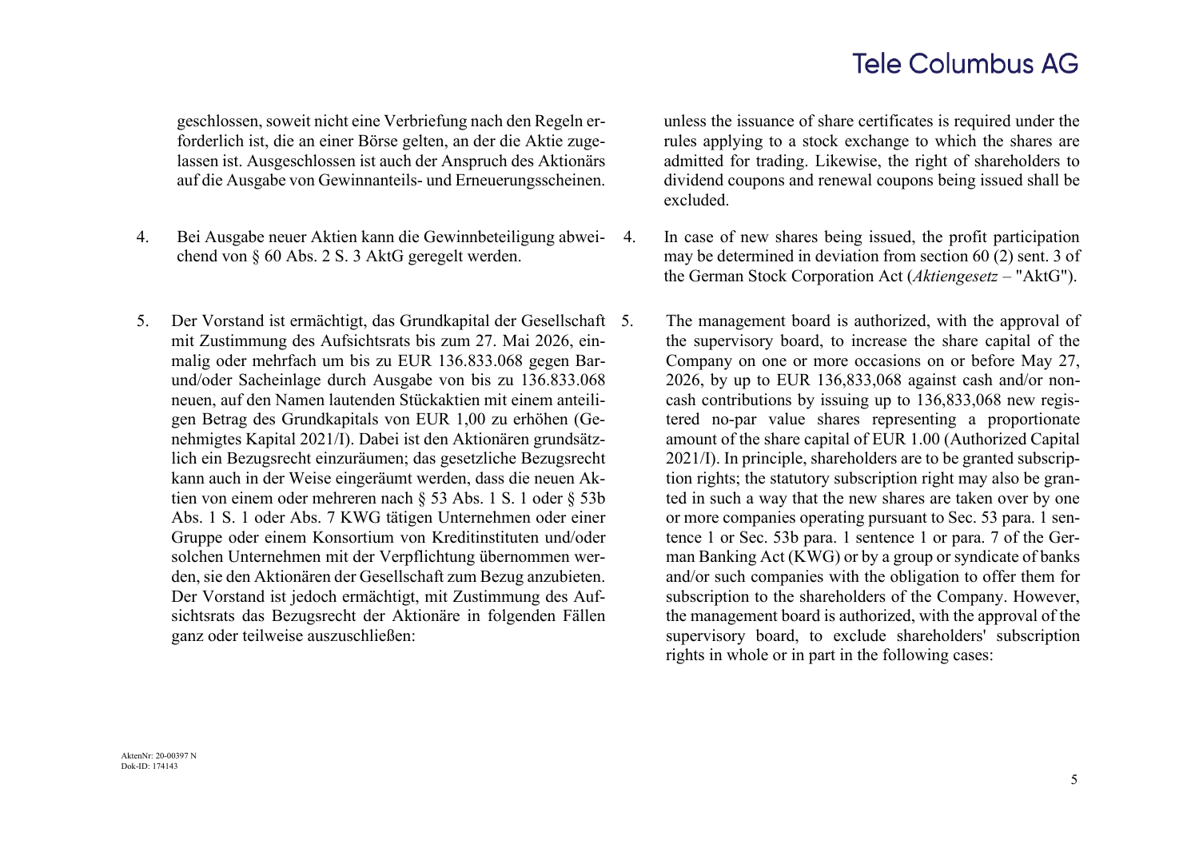geschlossen, soweit nicht eine Verbriefung nach den Regeln erforderlich ist, die an einer Börse gelten, an der die Aktie zugelassen ist. Ausgeschlossen ist auch der Anspruch des Aktionärs auf die Ausgabe von Gewinnanteils- und Erneuerungsscheinen.

unless the issuance of share certificates is required under the rules applying to a stock exchange to which the shares are admitted for trading. Likewise, the right of shareholders to dividend coupons and renewal coupons being issued shall be excluded.

4. Bei Ausgabe neuer Aktien kann die Gewinnbeteiligung abweichend von § 60 Abs. 2 S. 3 AktG geregelt werden.

4. In case of new shares being issued, the profit participation may be determined in deviation from section 60 (2) sent. 3 of the German Stock Corporation Act (*Aktiengesetz* – "AktG").

5. Der Vorstand ist ermächtigt, das Grundkapital der Gesellschaft mit Zustimmung des Aufsichtsrats bis zum 27. Mai 2026, einmalig oder mehrfach um bis zu EUR 136.833.068 gegen Bar- und/oder Sacheinlage durch Ausgabe von bis zu 136.833.068 neuen, auf den Namen lautenden Stückaktien mit einem anteiligen Betrag des Grundkapitals von EUR 1,00 zu erhöhen (Genehmigtes Kapital 2021/I). Dabei ist den Aktionären grundsätzlich ein Bezugsrecht einzuräumen; das gesetzliche Bezugsrecht kann auch in der Weise eingeräumt werden, dass die neuen Aktien von einem oder mehreren nach § 53 Abs. 1 S. 1 oder § 53b Abs. 1 S. 1 oder Abs. 7 KWG tätigen Unternehmen oder einer Gruppe oder einem Konsortium von Kreditinstituten und/oder solchen Unternehmen mit der Verpflichtung übernommen werden, sie den Aktionären der Gesellschaft zum Bezug anzubieten. Der Vorstand ist jedoch ermächtigt, mit Zustimmung des Aufsichtsrats das Bezugsrecht der Aktionäre in folgenden Fällen ganz oder teilweise auszuschließen:

5. The management board is authorized, with the approval of the supervisory board, to increase the share capital of the Company on one or more occasions on or before May 27, 2026, by up to EUR 136,833,068 against cash and/or non-cash contributions by issuing up to 136,833,068 new registered no-par value shares representing a proportionate amount of the share capital of EUR 1.00 (Authorized Capital 2021/I). In principle, shareholders are to be granted subscription rights; the statutory subscription right may also be granted in such a way that the new shares are taken over by one or more companies operating pursuant to Sec. 53 para. 1 sentence 1 or Sec. 53b para. 1 sentence 1 or para. 7 of the German Banking Act (KWG) or by a group or syndicate of banks and/or such companies with the obligation to offer them for subscription to the shareholders of the Company. However, the management board is authorized, with the approval of the supervisory board, to exclude shareholders' subscription rights in whole or in part in the following cases: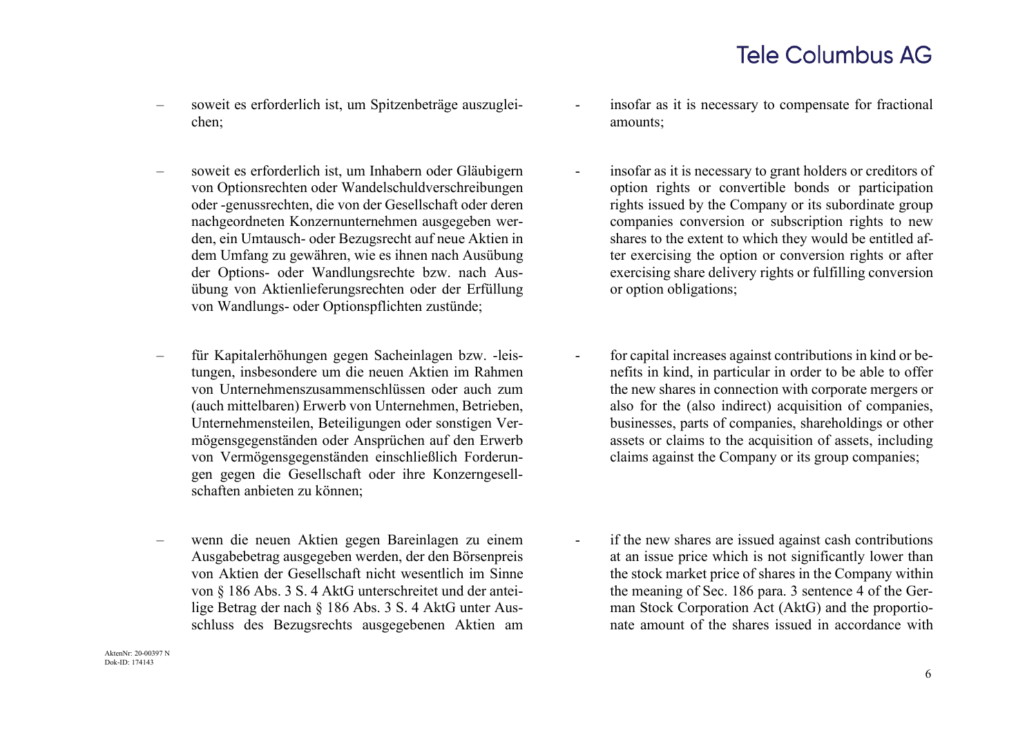– soweit es erforderlich ist, um Spitzenbeträge auszugleichen;

– soweit es erforderlich ist, um Inhabern oder Gläubigern von Optionsrechten oder Wandelschuldverschreibungen oder -genussrechten, die von der Gesellschaft oder deren nachgeordneten Konzernunternehmen ausgegeben werden, ein Umtausch- oder Bezugsrecht auf neue Aktien in dem Umfang zu gewähren, wie es ihnen nach Ausübung der Options- oder Wandlungsrechte bzw. nach Ausübung von Aktienlieferungsrechten oder der Erfüllung von Wandlungs- oder Optionspflichten zustünde;

– für Kapitalerhöhungen gegen Sacheinlagen bzw. -leistungen, insbesondere um die neuen Aktien im Rahmen von Unternehmenszusammenschlüssen oder auch zum (auch mittelbaren) Erwerb von Unternehmen, Betrieben, Unternehmensteilen, Beteiligungen oder sonstigen Vermögensgegenständen oder Ansprüchen auf den Erwerb von Vermögensgegenständen einschließlich Forderungen gegen die Gesellschaft oder ihre Konzerngesellschaften anbieten zu können;

– wenn die neuen Aktien gegen Bareinlagen zu einem Ausgabebetrag ausgegeben werden, der den Börsenpreis von Aktien der Gesellschaft nicht wesentlich im Sinne von § 186 Abs. 3 S. 4 AktG unterschreitet und der anteilige Betrag der nach § 186 Abs. 3 S. 4 AktG unter Ausschluss des Bezugsrechts ausgegebenen Aktien am

- insofar as it is necessary to compensate for fractional amounts;

- insofar as it is necessary to grant holders or creditors of option rights or convertible bonds or participation rights issued by the Company or its subordinate group companies conversion or subscription rights to new shares to the extent to which they would be entitled after exercising the option or conversion rights or after exercising share delivery rights or fulfilling conversion or option obligations;

- for capital increases against contributions in kind or benefits in kind, in particular in order to be able to offer the new shares in connection with corporate mergers or also for the (also indirect) acquisition of companies, businesses, parts of companies, shareholdings or other assets or claims to the acquisition of assets, including claims against the Company or its group companies;

- if the new shares are issued against cash contributions at an issue price which is not significantly lower than the stock market price of shares in the Company within the meaning of Sec. 186 para. 3 sentence 4 of the German Stock Corporation Act (AktG) and the proportionate amount of the shares issued in accordance with

AktenNr: 20-00397 N
Dok-ID: 174143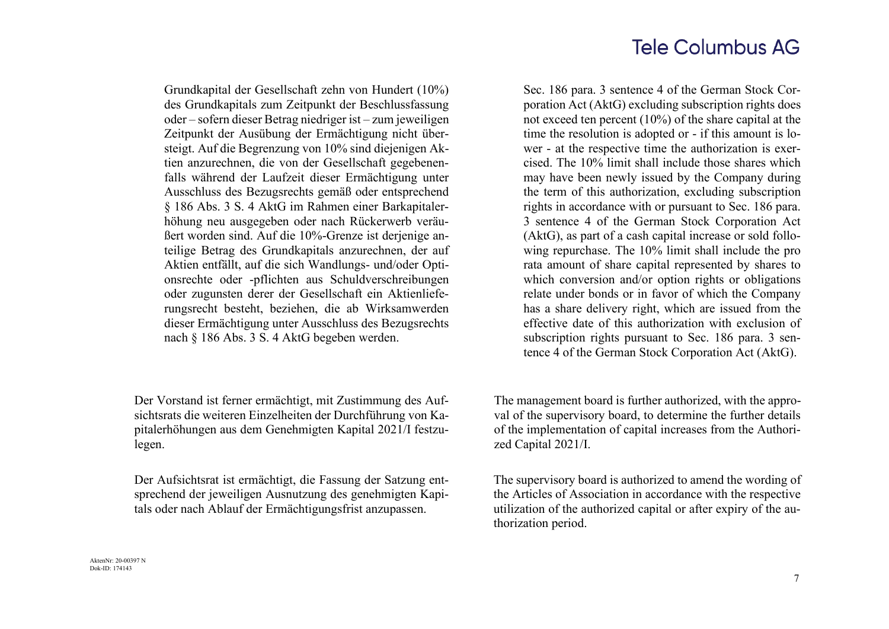Grundkapital der Gesellschaft zehn von Hundert (10%) des Grundkapitals zum Zeitpunkt der Beschlussfassung oder – sofern dieser Betrag niedriger ist – zum jeweiligen Zeitpunkt der Ausübung der Ermächtigung nicht übersteigt. Auf die Begrenzung von 10% sind diejenigen Aktien anzurechnen, die von der Gesellschaft gegebenenfalls während der Laufzeit dieser Ermächtigung unter Ausschluss des Bezugsrechts gemäß oder entsprechend § 186 Abs. 3 S. 4 AktG im Rahmen einer Barkapitalerhöhung neu ausgegeben oder nach Rückerwerb veräußert worden sind. Auf die 10%-Grenze ist derjenige anteilige Betrag des Grundkapitals anzurechnen, der auf Aktien entfällt, auf die sich Wandlungs- und/oder Optionsrechte oder -pflichten aus Schuldverschreibungen oder zugunsten derer der Gesellschaft ein Aktienlieferungsrecht besteht, beziehen, die ab Wirksamwerden dieser Ermächtigung unter Ausschluss des Bezugsrechts nach § 186 Abs. 3 S. 4 AktG begeben werden.

Sec. 186 para. 3 sentence 4 of the German Stock Corporation Act (AktG) excluding subscription rights does not exceed ten percent (10%) of the share capital at the time the resolution is adopted or - if this amount is lower - at the respective time the authorization is exercised. The 10% limit shall include those shares which may have been newly issued by the Company during the term of this authorization, excluding subscription rights in accordance with or pursuant to Sec. 186 para. 3 sentence 4 of the German Stock Corporation Act (AktG), as part of a cash capital increase or sold following repurchase. The 10% limit shall include the pro rata amount of share capital represented by shares to which conversion and/or option rights or obligations relate under bonds or in favor of which the Company has a share delivery right, which are issued from the effective date of this authorization with exclusion of subscription rights pursuant to Sec. 186 para. 3 sentence 4 of the German Stock Corporation Act (AktG).

Der Vorstand ist ferner ermächtigt, mit Zustimmung des Aufsichtsrats die weiteren Einzelheiten der Durchführung von Kapitalerhöhungen aus dem Genehmigten Kapital 2021/I festzulegen.

The management board is further authorized, with the approval of the supervisory board, to determine the further details of the implementation of capital increases from the Authorized Capital 2021/I.

Der Aufsichtsrat ist ermächtigt, die Fassung der Satzung entsprechend der jeweiligen Ausnutzung des genehmigten Kapitals oder nach Ablauf der Ermächtigungsfrist anzupassen.

The supervisory board is authorized to amend the wording of the Articles of Association in accordance with the respective utilization of the authorized capital or after expiry of the authorization period.

AktenNr: 20-00397 N
Dok-ID: 174143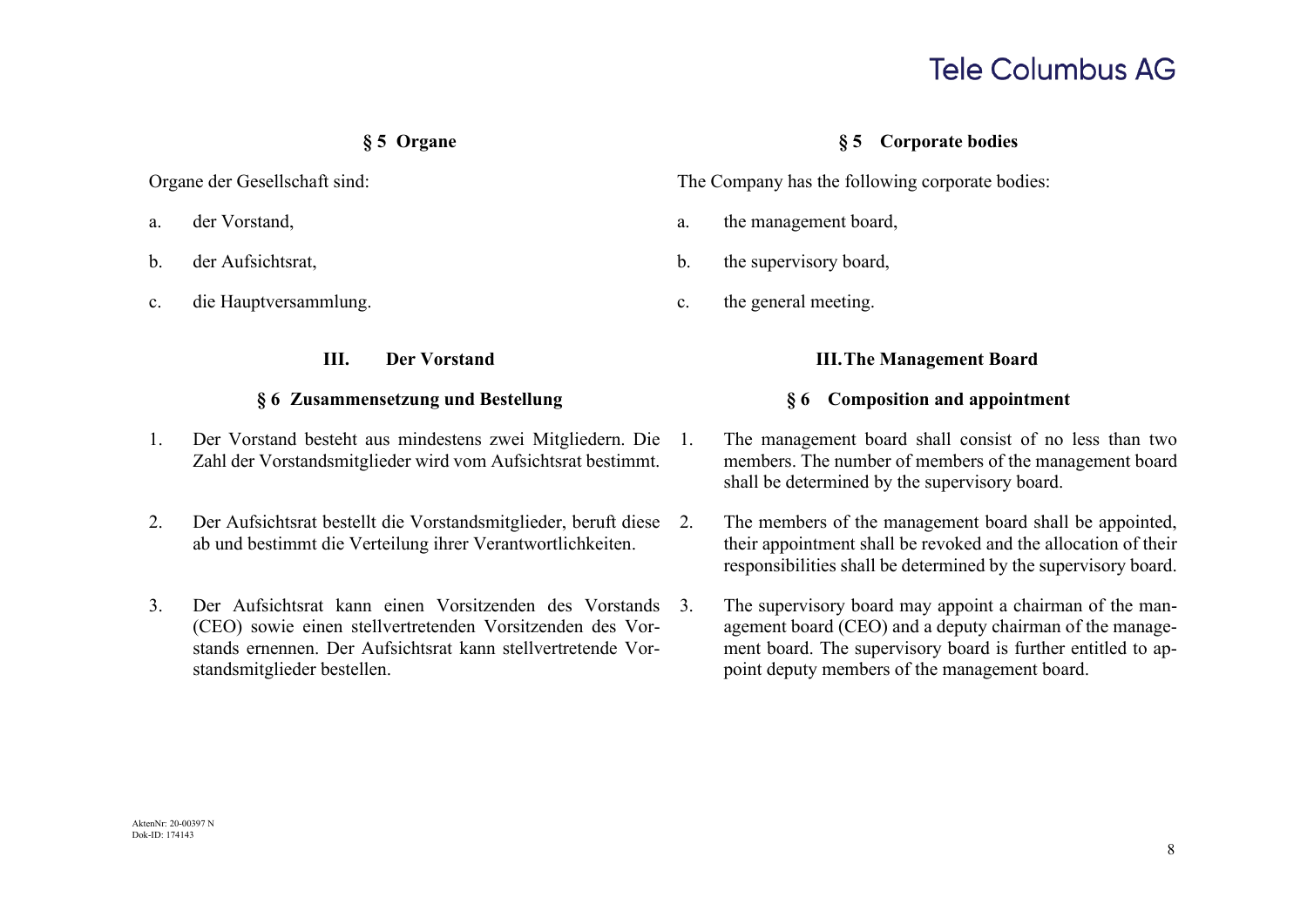### § 5 Organe

Organe der Gesellschaft sind:

a. der Vorstand,

b. der Aufsichtsrat,

c. die Hauptversammlung.

### § 5 Corporate bodies

The Company has the following corporate bodies:

a. the management board,

b. the supervisory board,

c. the general meeting.

## III. Der Vorstand

### § 6 Zusammensetzung und Bestellung

1. Der Vorstand besteht aus mindestens zwei Mitgliedern. Die Zahl der Vorstandsmitglieder wird vom Aufsichtsrat bestimmt.

2. Der Aufsichtsrat bestellt die Vorstandsmitglieder, beruft diese ab und bestimmt die Verteilung ihrer Verantwortlichkeiten.

3. Der Aufsichtsrat kann einen Vorsitzenden des Vorstands (CEO) sowie einen stellvertretenden Vorsitzenden des Vorstands ernennen. Der Aufsichtsrat kann stellvertretende Vorstandsmitglieder bestellen.

## III. The Management Board

### § 6 Composition and appointment

1. The management board shall consist of no less than two members. The number of members of the management board shall be determined by the supervisory board.

2. The members of the management board shall be appointed, their appointment shall be revoked and the allocation of their responsibilities shall be determined by the supervisory board.

3. The supervisory board may appoint a chairman of the management board (CEO) and a deputy chairman of the management board. The supervisory board is further entitled to appoint deputy members of the management board.

AktenNr: 20-00397 N
Dok-ID: 174143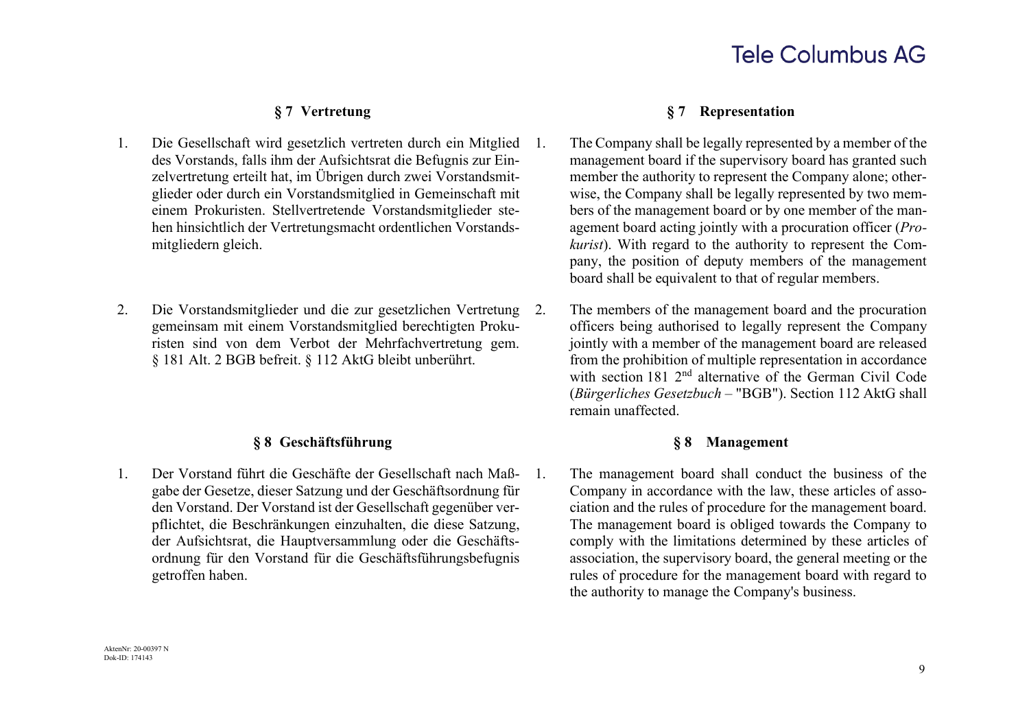## § 7 Vertretung

1. Die Gesellschaft wird gesetzlich vertreten durch ein Mitglied des Vorstands, falls ihm der Aufsichtsrat die Befugnis zur Einzelvertretung erteilt hat, im Übrigen durch zwei Vorstandsmitglieder oder durch ein Vorstandsmitglied in Gemeinschaft mit einem Prokuristen. Stellvertretende Vorstandsmitglieder stehen hinsichtlich der Vertretungsmacht ordentlichen Vorstandsmitgliedern gleich.

2. Die Vorstandsmitglieder und die zur gesetzlichen Vertretung gemeinsam mit einem Vorstandsmitglied berechtigten Prokuristen sind von dem Verbot der Mehrfachvertretung gem. § 181 Alt. 2 BGB befreit. § 112 AktG bleibt unberührt.

## § 7 Representation

1. The Company shall be legally represented by a member of the management board if the supervisory board has granted such member the authority to represent the Company alone; otherwise, the Company shall be legally represented by two members of the management board or by one member of the management board acting jointly with a procuration officer (*Prokurist*). With regard to the authority to represent the Company, the position of deputy members of the management board shall be equivalent to that of regular members.

2. The members of the management board and the procuration officers being authorised to legally represent the Company jointly with a member of the management board are released from the prohibition of multiple representation in accordance with section 181 2nd alternative of the German Civil Code (*Bürgerliches Gesetzbuch* – "BGB"). Section 112 AktG shall remain unaffected.

## § 8 Geschäftsführung

1. Der Vorstand führt die Geschäfte der Gesellschaft nach Maßgabe der Gesetze, dieser Satzung und der Geschäftsordnung für den Vorstand. Der Vorstand ist der Gesellschaft gegenüber verpflichtet, die Beschränkungen einzuhalten, die diese Satzung, der Aufsichtsrat, die Hauptversammlung oder die Geschäftsordnung für den Vorstand für die Geschäftsführungsbefugnis getroffen haben.

## § 8 Management

1. The management board shall conduct the business of the Company in accordance with the law, these articles of association and the rules of procedure for the management board. The management board is obliged towards the Company to comply with the limitations determined by these articles of association, the supervisory board, the general meeting or the rules of procedure for the management board with regard to the authority to manage the Company's business.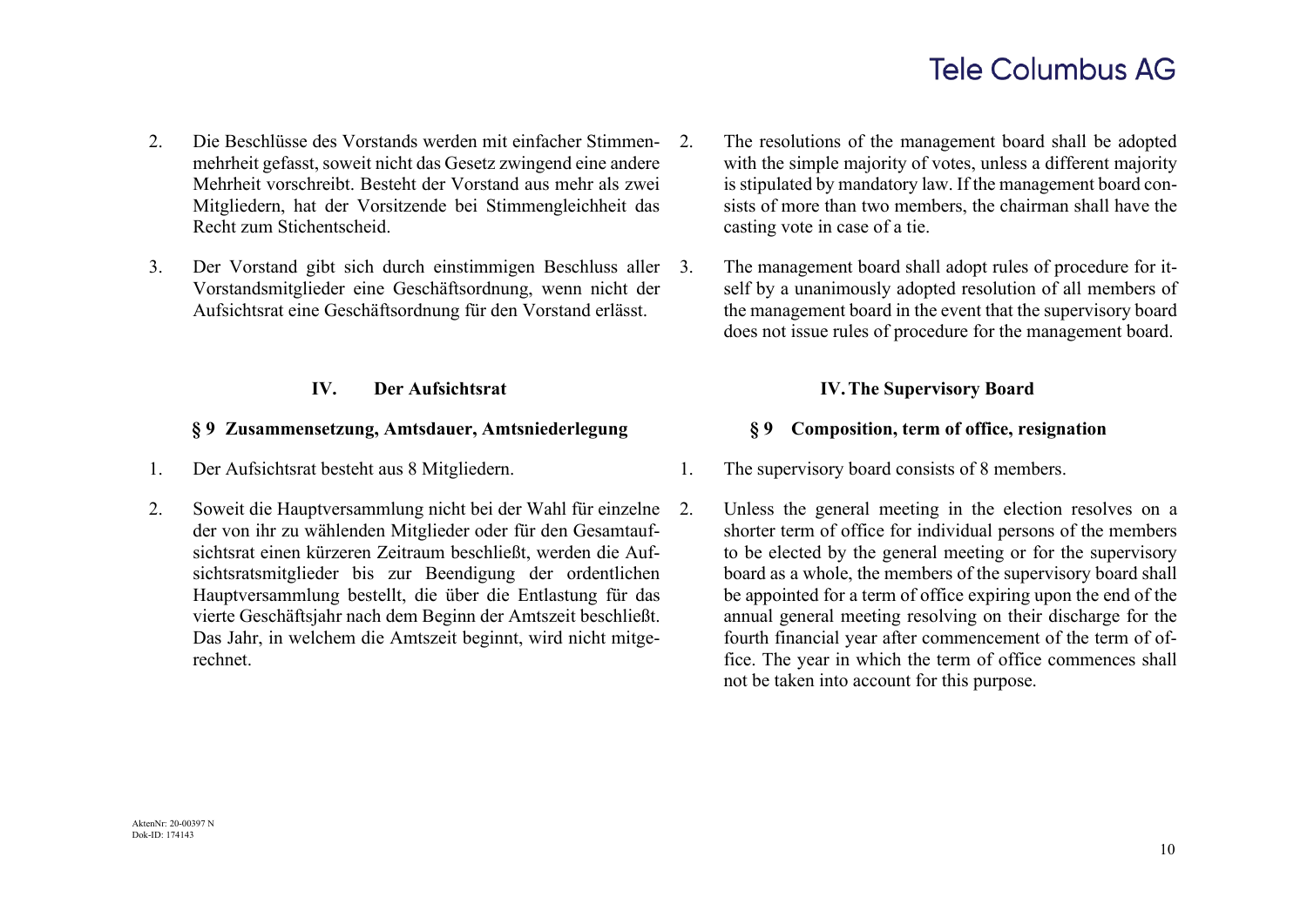2. Die Beschlüsse des Vorstands werden mit einfacher Stimmenmehrheit gefasst, soweit nicht das Gesetz zwingend eine andere Mehrheit vorschreibt. Besteht der Vorstand aus mehr als zwei Mitgliedern, hat der Vorsitzende bei Stimmengleichheit das Recht zum Stichentscheid.

3. Der Vorstand gibt sich durch einstimmigen Beschluss aller Vorstandsmitglieder eine Geschäftsordnung, wenn nicht der Aufsichtsrat eine Geschäftsordnung für den Vorstand erlässt.

2. The resolutions of the management board shall be adopted with the simple majority of votes, unless a different majority is stipulated by mandatory law. If the management board consists of more than two members, the chairman shall have the casting vote in case of a tie.

3. The management board shall adopt rules of procedure for itself by a unanimously adopted resolution of all members of the management board in the event that the supervisory board does not issue rules of procedure for the management board.

## IV. Der Aufsichtsrat

### § 9 Zusammensetzung, Amtsdauer, Amtsniederlegung

1. Der Aufsichtsrat besteht aus 8 Mitgliedern.

2. Soweit die Hauptversammlung nicht bei der Wahl für einzelne der von ihr zu wählenden Mitglieder oder für den Gesamtaufsichtsrat einen kürzeren Zeitraum beschließt, werden die Aufsichtsratsmitglieder bis zur Beendigung der ordentlichen Hauptversammlung bestellt, die über die Entlastung für das vierte Geschäftsjahr nach dem Beginn der Amtszeit beschließt. Das Jahr, in welchem die Amtszeit beginnt, wird nicht mitgerechnet.

## IV. The Supervisory Board

### § 9 Composition, term of office, resignation

1. The supervisory board consists of 8 members.

2. Unless the general meeting in the election resolves on a shorter term of office for individual persons of the members to be elected by the general meeting or for the supervisory board as a whole, the members of the supervisory board shall be appointed for a term of office expiring upon the end of the annual general meeting resolving on their discharge for the fourth financial year after commencement of the term of office. The year in which the term of office commences shall not be taken into account for this purpose.

AktenNr: 20-00397 N
Dok-ID: 174143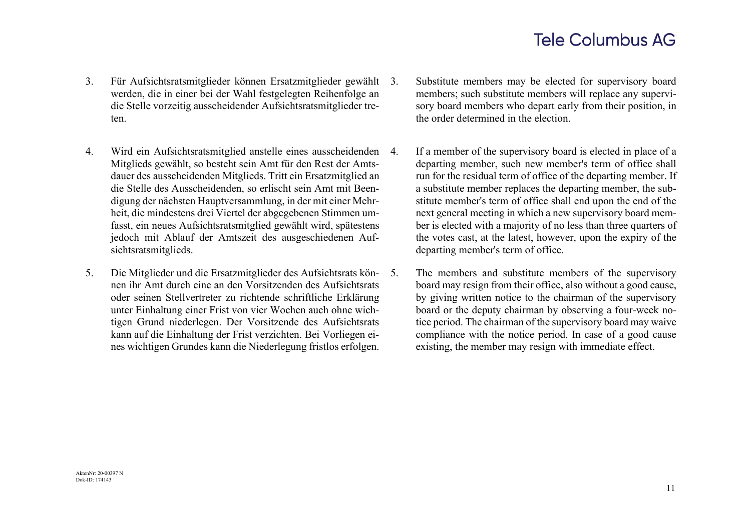3. Für Aufsichtsratsmitglieder können Ersatzmitglieder gewählt werden, die in einer bei der Wahl festgelegten Reihenfolge an die Stelle vorzeitig ausscheidender Aufsichtsratsmitglieder treten.

3. Substitute members may be elected for supervisory board members; such substitute members will replace any supervisory board members who depart early from their position, in the order determined in the election.

4. Wird ein Aufsichtsratsmitglied anstelle eines ausscheidenden Mitglieds gewählt, so besteht sein Amt für den Rest der Amtsdauer des ausscheidenden Mitglieds. Tritt ein Ersatzmitglied an die Stelle des Ausscheidenden, so erlischt sein Amt mit Beendigung der nächsten Hauptversammlung, in der mit einer Mehrheit, die mindestens drei Viertel der abgegebenen Stimmen umfasst, ein neues Aufsichtsratsmitglied gewählt wird, spätestens jedoch mit Ablauf der Amtszeit des ausgeschiedenen Aufsichtsratsmitglieds.

4. If a member of the supervisory board is elected in place of a departing member, such new member's term of office shall run for the residual term of office of the departing member. If a substitute member replaces the departing member, the substitute member's term of office shall end upon the end of the next general meeting in which a new supervisory board member is elected with a majority of no less than three quarters of the votes cast, at the latest, however, upon the expiry of the departing member's term of office.

5. Die Mitglieder und die Ersatzmitglieder des Aufsichtsrats können ihr Amt durch eine an den Vorsitzenden des Aufsichtsrats oder seinen Stellvertreter zu richtende schriftliche Erklärung unter Einhaltung einer Frist von vier Wochen auch ohne wichtigen Grund niederlegen. Der Vorsitzende des Aufsichtsrats kann auf die Einhaltung der Frist verzichten. Bei Vorliegen eines wichtigen Grundes kann die Niederlegung fristlos erfolgen.

5. The members and substitute members of the supervisory board may resign from their office, also without a good cause, by giving written notice to the chairman of the supervisory board or the deputy chairman by observing a four-week notice period. The chairman of the supervisory board may waive compliance with the notice period. In case of a good cause existing, the member may resign with immediate effect.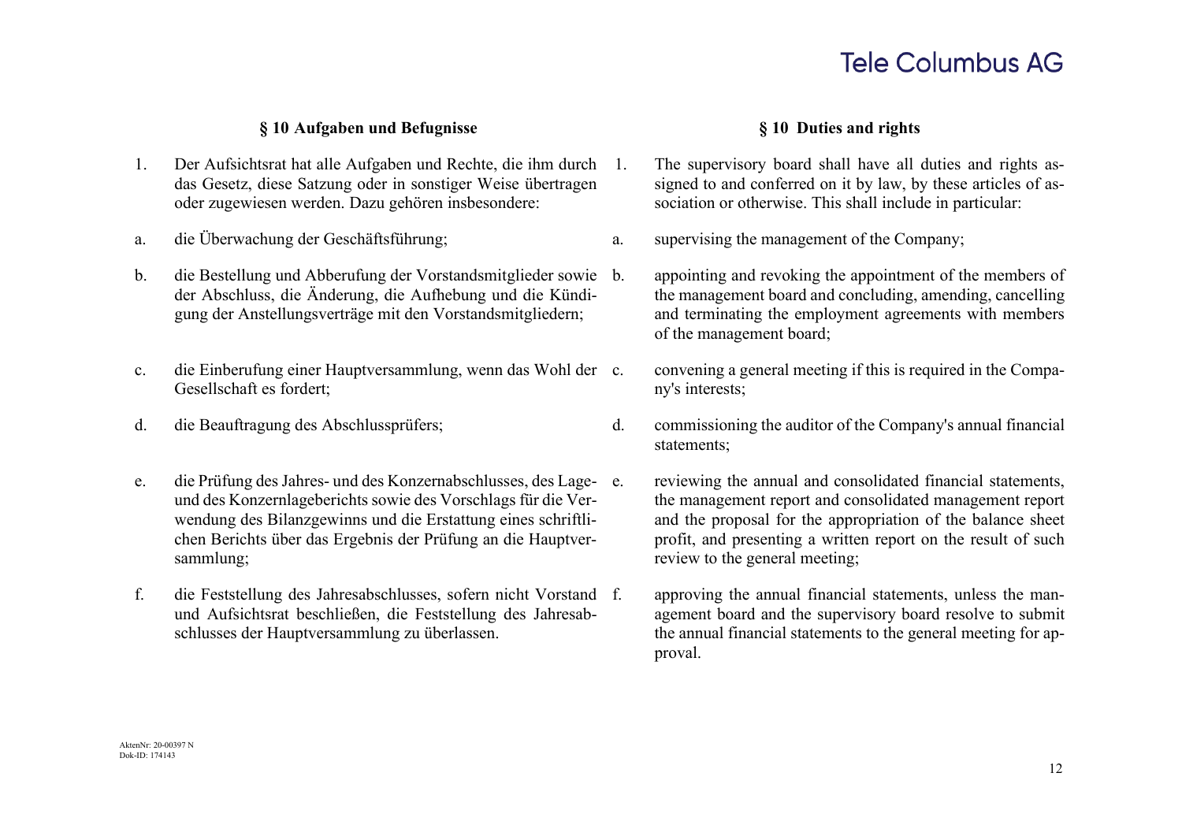## § 10 Aufgaben und Befugnisse

1. Der Aufsichtsrat hat alle Aufgaben und Rechte, die ihm durch das Gesetz, diese Satzung oder in sonstiger Weise übertragen oder zugewiesen werden. Dazu gehören insbesondere:

a. die Überwachung der Geschäftsführung;

b. die Bestellung und Abberufung der Vorstandsmitglieder sowie der Abschluss, die Änderung, die Aufhebung und die Kündigung der Anstellungsverträge mit den Vorstandsmitgliedern;

c. die Einberufung einer Hauptversammlung, wenn das Wohl der Gesellschaft es fordert;

d. die Beauftragung des Abschlussprüfers;

e. die Prüfung des Jahres- und des Konzernabschlusses, des Lage- und des Konzernlageberichts sowie des Vorschlags für die Verwendung des Bilanzgewinns und die Erstattung eines schriftlichen Berichts über das Ergebnis der Prüfung an die Hauptversammlung;

f. die Feststellung des Jahresabschlusses, sofern nicht Vorstand und Aufsichtsrat beschließen, die Feststellung des Jahresabschlusses der Hauptversammlung zu überlassen.

## § 10 Duties and rights

1. The supervisory board shall have all duties and rights assigned to and conferred on it by law, by these articles of association or otherwise. This shall include in particular:

a. supervising the management of the Company;

b. appointing and revoking the appointment of the members of the management board and concluding, amending, cancelling and terminating the employment agreements with members of the management board;

c. convening a general meeting if this is required in the Company's interests;

d. commissioning the auditor of the Company's annual financial statements;

e. reviewing the annual and consolidated financial statements, the management report and consolidated management report and the proposal for the appropriation of the balance sheet profit, and presenting a written report on the result of such review to the general meeting;

f. approving the annual financial statements, unless the management board and the supervisory board resolve to submit the annual financial statements to the general meeting for approval.

AktenNr: 20-00397 N
Dok-ID: 174143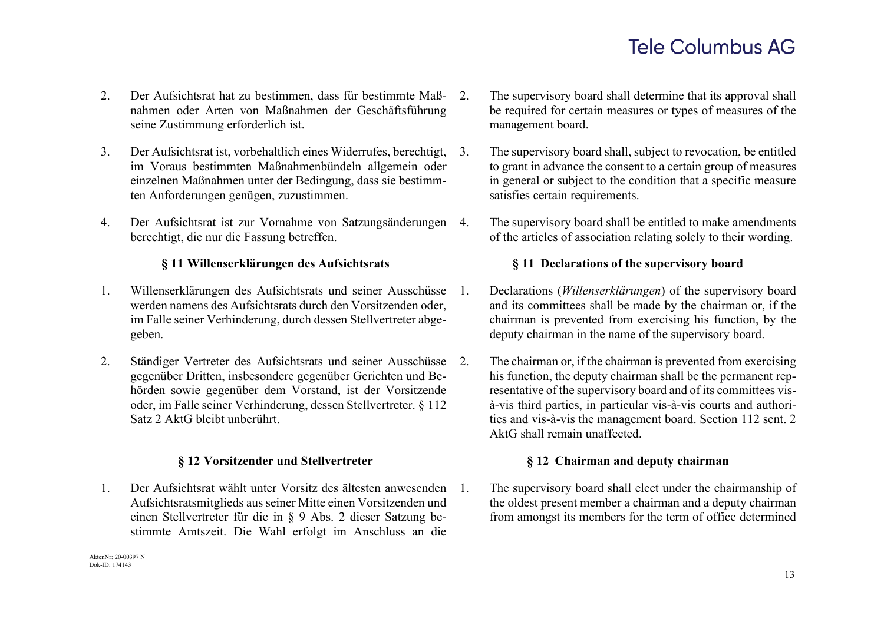2. Der Aufsichtsrat hat zu bestimmen, dass für bestimmte Maßnahmen oder Arten von Maßnahmen der Geschäftsführung seine Zustimmung erforderlich ist.

3. Der Aufsichtsrat ist, vorbehaltlich eines Widerrufes, berechtigt, im Voraus bestimmten Maßnahmenbündeln allgemein oder einzelnen Maßnahmen unter der Bedingung, dass sie bestimmten Anforderungen genügen, zuzustimmen.

4. Der Aufsichtsrat ist zur Vornahme von Satzungsänderungen berechtigt, die nur die Fassung betreffen.

2. The supervisory board shall determine that its approval shall be required for certain measures or types of measures of the management board.

3. The supervisory board shall, subject to revocation, be entitled to grant in advance the consent to a certain group of measures in general or subject to the condition that a specific measure satisfies certain requirements.

4. The supervisory board shall be entitled to make amendments of the articles of association relating solely to their wording.

### § 11 Willenserklärungen des Aufsichtsrats

1. Willenserklärungen des Aufsichtsrats und seiner Ausschüsse werden namens des Aufsichtsrats durch den Vorsitzenden oder, im Falle seiner Verhinderung, durch dessen Stellvertreter abgegeben.

2. Ständiger Vertreter des Aufsichtsrats und seiner Ausschüsse gegenüber Dritten, insbesondere gegenüber Gerichten und Behörden sowie gegenüber dem Vorstand, ist der Vorsitzende oder, im Falle seiner Verhinderung, dessen Stellvertreter. § 112 Satz 2 AktG bleibt unberührt.

### § 11 Declarations of the supervisory board

1. Declarations (*Willenserklärungen*) of the supervisory board and its committees shall be made by the chairman or, if the chairman is prevented from exercising his function, by the deputy chairman in the name of the supervisory board.

2. The chairman or, if the chairman is prevented from exercising his function, the deputy chairman shall be the permanent representative of the supervisory board and of its committees vis-à-vis third parties, in particular vis-à-vis courts and authorities and vis-à-vis the management board. Section 112 sent. 2 AktG shall remain unaffected.

### § 12 Vorsitzender und Stellvertreter

1. Der Aufsichtsrat wählt unter Vorsitz des ältesten anwesenden Aufsichtsratsmitglieds aus seiner Mitte einen Vorsitzenden und einen Stellvertreter für die in § 9 Abs. 2 dieser Satzung bestimmte Amtszeit. Die Wahl erfolgt im Anschluss an die

### § 12 Chairman and deputy chairman

1. The supervisory board shall elect under the chairmanship of the oldest present member a chairman and a deputy chairman from amongst its members for the term of office determined

AktenNr: 20-00397 N
Dok-ID: 174143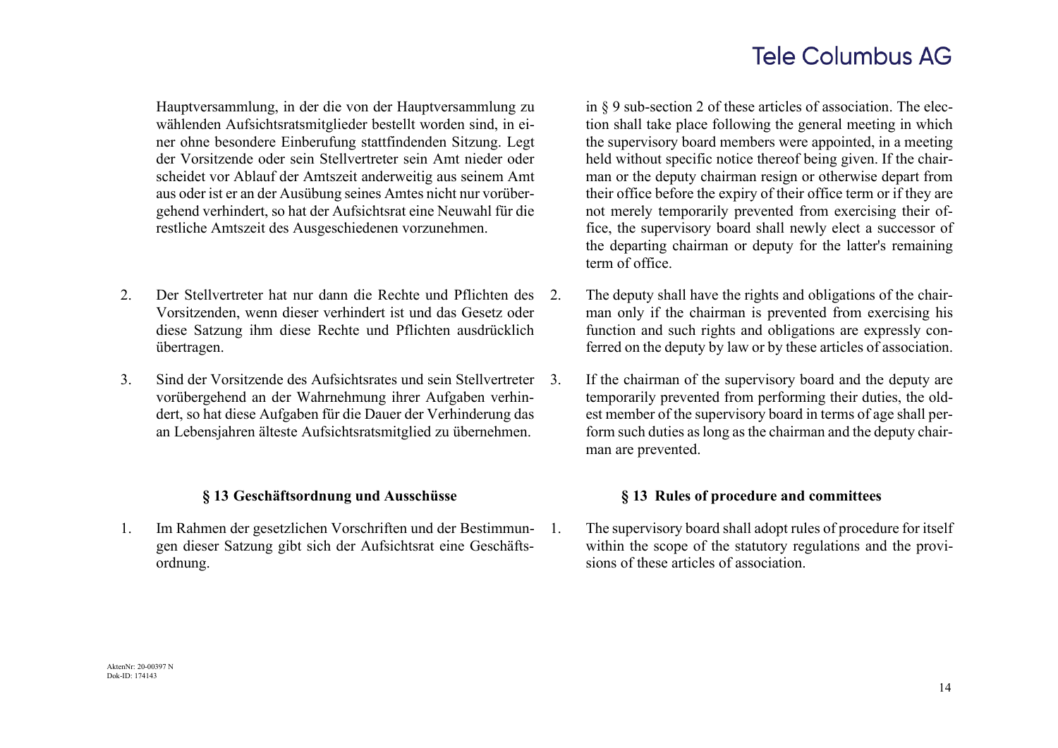Hauptversammlung, in der die von der Hauptversammlung zu wählenden Aufsichtsratsmitglieder bestellt worden sind, in einer ohne besondere Einberufung stattfindenden Sitzung. Legt der Vorsitzende oder sein Stellvertreter sein Amt nieder oder scheidet vor Ablauf der Amtszeit anderweitig aus seinem Amt aus oder ist er an der Ausübung seines Amtes nicht nur vorübergehend verhindert, so hat der Aufsichtsrat eine Neuwahl für die restliche Amtszeit des Ausgeschiedenen vorzunehmen.

2. Der Stellvertreter hat nur dann die Rechte und Pflichten des Vorsitzenden, wenn dieser verhindert ist und das Gesetz oder diese Satzung ihm diese Rechte und Pflichten ausdrücklich übertragen.

3. Sind der Vorsitzende des Aufsichtsrates und sein Stellvertreter vorübergehend an der Wahrnehmung ihrer Aufgaben verhindert, so hat diese Aufgaben für die Dauer der Verhinderung das an Lebensjahren älteste Aufsichtsratsmitglied zu übernehmen.

## § 13 Geschäftsordnung und Ausschüsse

1. Im Rahmen der gesetzlichen Vorschriften und der Bestimmungen dieser Satzung gibt sich der Aufsichtsrat eine Geschäftsordnung.

in § 9 sub-section 2 of these articles of association. The election shall take place following the general meeting in which the supervisory board members were appointed, in a meeting held without specific notice thereof being given. If the chairman or the deputy chairman resign or otherwise depart from their office before the expiry of their office term or if they are not merely temporarily prevented from exercising their office, the supervisory board shall newly elect a successor of the departing chairman or deputy for the latter's remaining term of office.

2. The deputy shall have the rights and obligations of the chairman only if the chairman is prevented from exercising his function and such rights and obligations are expressly conferred on the deputy by law or by these articles of association.

3. If the chairman of the supervisory board and the deputy are temporarily prevented from performing their duties, the oldest member of the supervisory board in terms of age shall perform such duties as long as the chairman and the deputy chairman are prevented.

## § 13 Rules of procedure and committees

1. The supervisory board shall adopt rules of procedure for itself within the scope of the statutory regulations and the provisions of these articles of association.

AktenNr: 20-00397 N
Dok-ID: 174143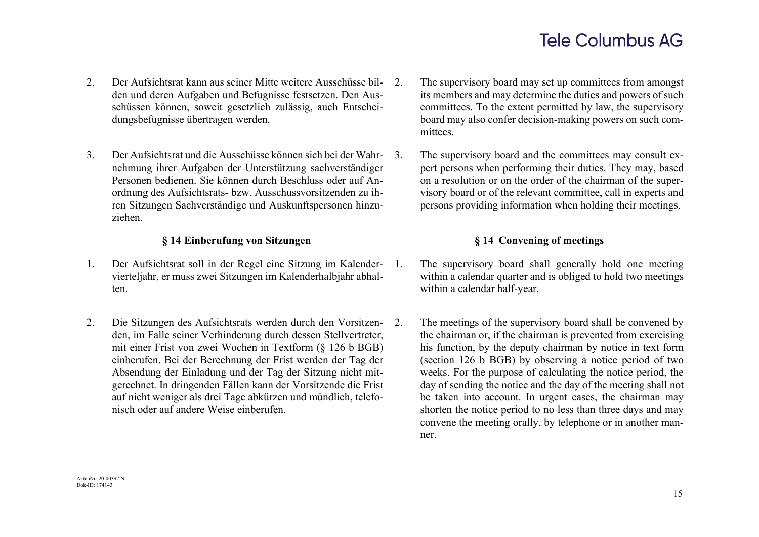2. Der Aufsichtsrat kann aus seiner Mitte weitere Ausschüsse bilden und deren Aufgaben und Befugnisse festsetzen. Den Ausschüssen können, soweit gesetzlich zulässig, auch Entscheidungsbefugnisse übertragen werden.

3. Der Aufsichtsrat und die Ausschüsse können sich bei der Wahrnehmung ihrer Aufgaben der Unterstützung sachverständiger Personen bedienen. Sie können durch Beschluss oder auf Anordnung des Aufsichtsrats- bzw. Ausschussvorsitzenden zu ihren Sitzungen Sachverständige und Auskunftspersonen hinzuziehen.

### § 14 Einberufung von Sitzungen

1. Der Aufsichtsrat soll in der Regel eine Sitzung im Kalendervierteljahr, er muss zwei Sitzungen im Kalenderhalbjahr abhalten.

2. Die Sitzungen des Aufsichtsrats werden durch den Vorsitzenden, im Falle seiner Verhinderung durch dessen Stellvertreter, mit einer Frist von zwei Wochen in Textform (§ 126 b BGB) einberufen. Bei der Berechnung der Frist werden der Tag der Absendung der Einladung und der Tag der Sitzung nicht mitgerechnet. In dringenden Fällen kann der Vorsitzende die Frist auf nicht weniger als drei Tage abkürzen und mündlich, telefonisch oder auf andere Weise einberufen.

---

2. The supervisory board may set up committees from amongst its members and may determine the duties and powers of such committees. To the extent permitted by law, the supervisory board may also confer decision-making powers on such committees.

3. The supervisory board and the committees may consult expert persons when performing their duties. They may, based on a resolution or on the order of the chairman of the supervisory board or of the relevant committee, call in experts and persons providing information when holding their meetings.

### § 14 Convening of meetings

1. The supervisory board shall generally hold one meeting within a calendar quarter and is obliged to hold two meetings within a calendar half-year.

2. The meetings of the supervisory board shall be convened by the chairman or, if the chairman is prevented from exercising his function, by the deputy chairman by notice in text form (section 126 b BGB) by observing a notice period of two weeks. For the purpose of calculating the notice period, the day of sending the notice and the day of the meeting shall not be taken into account. In urgent cases, the chairman may shorten the notice period to no less than three days and may convene the meeting orally, by telephone or in another manner.

AktenNr: 20-00397 N
Dok-ID: 174143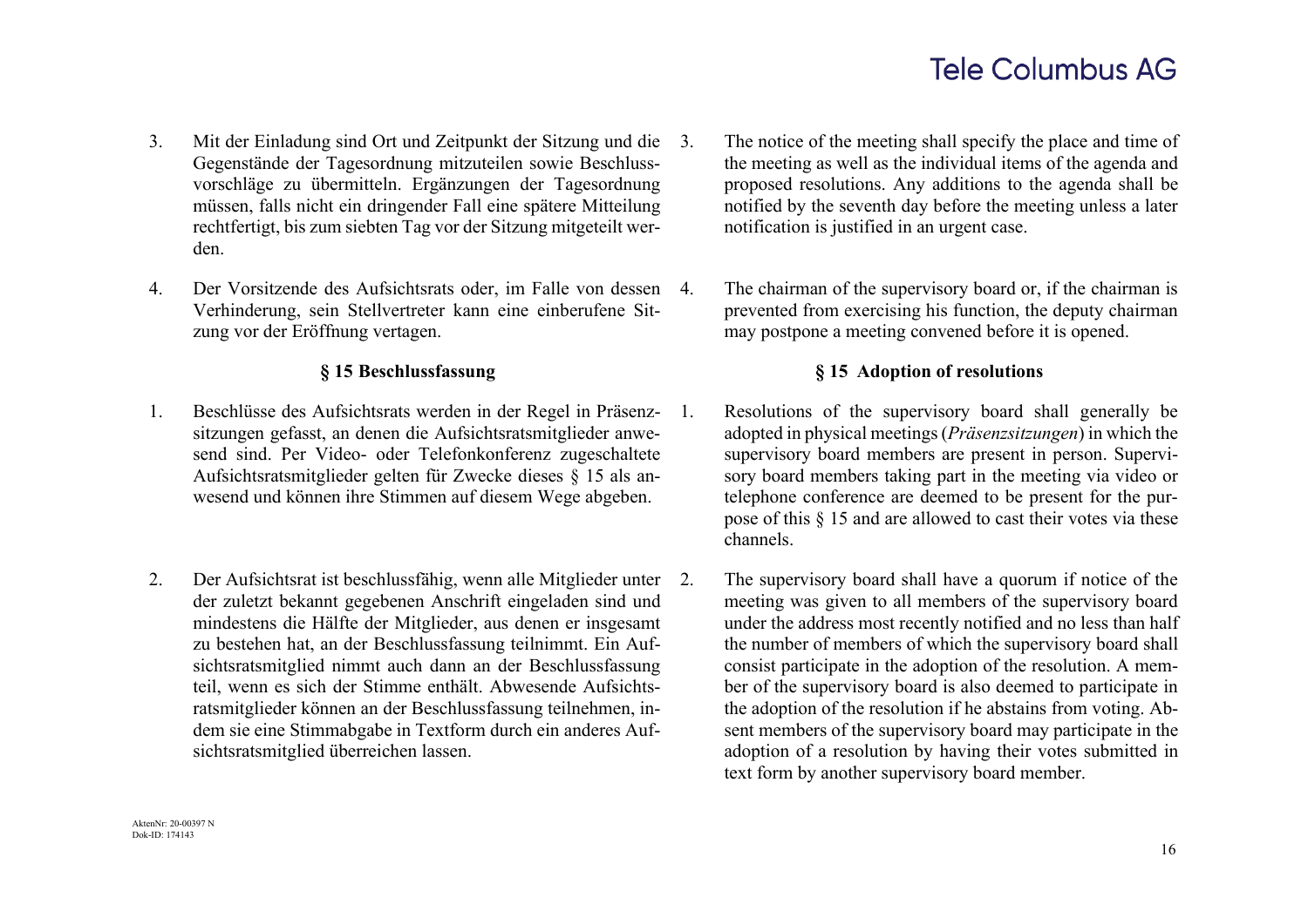3. Mit der Einladung sind Ort und Zeitpunkt der Sitzung und die Gegenstände der Tagesordnung mitzuteilen sowie Beschlussvorschläge zu übermitteln. Ergänzungen der Tagesordnung müssen, falls nicht ein dringender Fall eine spätere Mitteilung rechtfertigt, bis zum siebten Tag vor der Sitzung mitgeteilt werden.

4. Der Vorsitzende des Aufsichtsrats oder, im Falle von dessen Verhinderung, sein Stellvertreter kann eine einberufene Sitzung vor der Eröffnung vertagen.

**§ 15 Beschlussfassung**

1. Beschlüsse des Aufsichtsrats werden in der Regel in Präsenzsitzungen gefasst, an denen die Aufsichtsratsmitglieder anwesend sind. Per Video- oder Telefonkonferenz zugeschaltete Aufsichtsratsmitglieder gelten für Zwecke dieses § 15 als anwesend und können ihre Stimmen auf diesem Wege abgeben.

2. Der Aufsichtsrat ist beschlussfähig, wenn alle Mitglieder unter der zuletzt bekannt gegebenen Anschrift eingeladen sind und mindestens die Hälfte der Mitglieder, aus denen er insgesamt zu bestehen hat, an der Beschlussfassung teilnimmt. Ein Aufsichtsratsmitglied nimmt auch dann an der Beschlussfassung teil, wenn es sich der Stimme enthält. Abwesende Aufsichtsratsmitglieder können an der Beschlussfassung teilnehmen, indem sie eine Stimmabgabe in Textform durch ein anderes Aufsichtsratsmitglied überreichen lassen.

3. The notice of the meeting shall specify the place and time of the meeting as well as the individual items of the agenda and proposed resolutions. Any additions to the agenda shall be notified by the seventh day before the meeting unless a later notification is justified in an urgent case.

4. The chairman of the supervisory board or, if the chairman is prevented from exercising his function, the deputy chairman may postpone a meeting convened before it is opened.

**§ 15 Adoption of resolutions**

1. Resolutions of the supervisory board shall generally be adopted in physical meetings (*Präsenzsitzungen*) in which the supervisory board members are present in person. Supervisory board members taking part in the meeting via video or telephone conference are deemed to be present for the purpose of this § 15 and are allowed to cast their votes via these channels.

2. The supervisory board shall have a quorum if notice of the meeting was given to all members of the supervisory board under the address most recently notified and no less than half the number of members of which the supervisory board shall consist participate in the adoption of the resolution. A member of the supervisory board is also deemed to participate in the adoption of the resolution if he abstains from voting. Absent members of the supervisory board may participate in the adoption of a resolution by having their votes submitted in text form by another supervisory board member.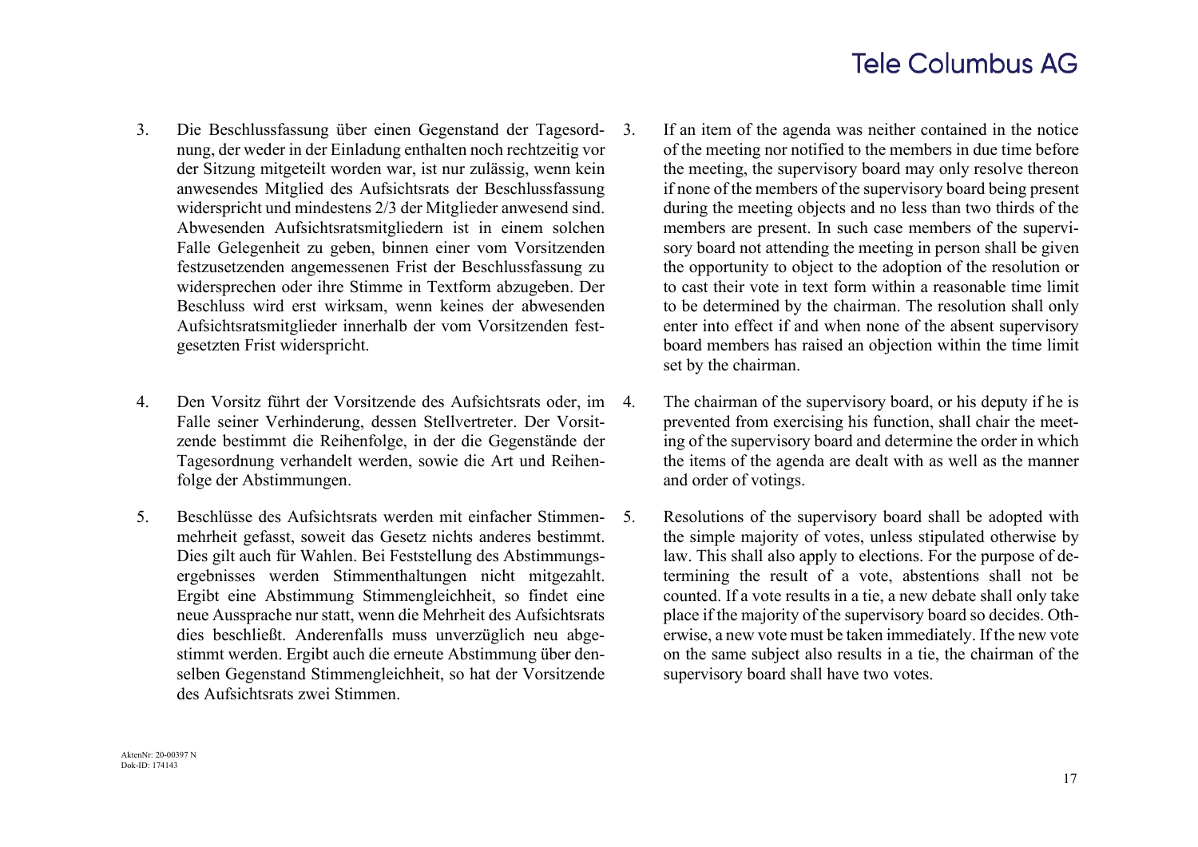3. Die Beschlussfassung über einen Gegenstand der Tagesordnung, der weder in der Einladung enthalten noch rechtzeitig vor der Sitzung mitgeteilt worden war, ist nur zulässig, wenn kein anwesendes Mitglied des Aufsichtsrats der Beschlussfassung widerspricht und mindestens 2/3 der Mitglieder anwesend sind. Abwesenden Aufsichtsratsmitgliedern ist in einem solchen Falle Gelegenheit zu geben, binnen einer vom Vorsitzenden festzusetzenden angemessenen Frist der Beschlussfassung zu widersprechen oder ihre Stimme in Textform abzugeben. Der Beschluss wird erst wirksam, wenn keines der abwesenden Aufsichtsratsmitglieder innerhalb der vom Vorsitzenden festgesetzten Frist widerspricht.

3. If an item of the agenda was neither contained in the notice of the meeting nor notified to the members in due time before the meeting, the supervisory board may only resolve thereon if none of the members of the supervisory board being present during the meeting objects and no less than two thirds of the members are present. In such case members of the supervisory board not attending the meeting in person shall be given the opportunity to object to the adoption of the resolution or to cast their vote in text form within a reasonable time limit to be determined by the chairman. The resolution shall only enter into effect if and when none of the absent supervisory board members has raised an objection within the time limit set by the chairman.

4. Den Vorsitz führt der Vorsitzende des Aufsichtsrats oder, im Falle seiner Verhinderung, dessen Stellvertreter. Der Vorsitzende bestimmt die Reihenfolge, in der die Gegenstände der Tagesordnung verhandelt werden, sowie die Art und Reihenfolge der Abstimmungen.

4. The chairman of the supervisory board, or his deputy if he is prevented from exercising his function, shall chair the meeting of the supervisory board and determine the order in which the items of the agenda are dealt with as well as the manner and order of votings.

5. Beschlüsse des Aufsichtsrats werden mit einfacher Stimmenmehrheit gefasst, soweit das Gesetz nichts anderes bestimmt. Dies gilt auch für Wahlen. Bei Feststellung des Abstimmungsergebnisses werden Stimmenthaltungen nicht mitgezahlt. Ergibt eine Abstimmung Stimmengleichheit, so findet eine neue Aussprache nur statt, wenn die Mehrheit des Aufsichtsrats dies beschließt. Anderenfalls muss unverzüglich neu abgestimmt werden. Ergibt auch die erneute Abstimmung über denselben Gegenstand Stimmengleichheit, so hat der Vorsitzende des Aufsichtsrats zwei Stimmen.

5. Resolutions of the supervisory board shall be adopted with the simple majority of votes, unless stipulated otherwise by law. This shall also apply to elections. For the purpose of determining the result of a vote, abstentions shall not be counted. If a vote results in a tie, a new debate shall only take place if the majority of the supervisory board so decides. Otherwise, a new vote must be taken immediately. If the new vote on the same subject also results in a tie, the chairman of the supervisory board shall have two votes.

AktenNr: 20-00397 N
Dok-ID: 174143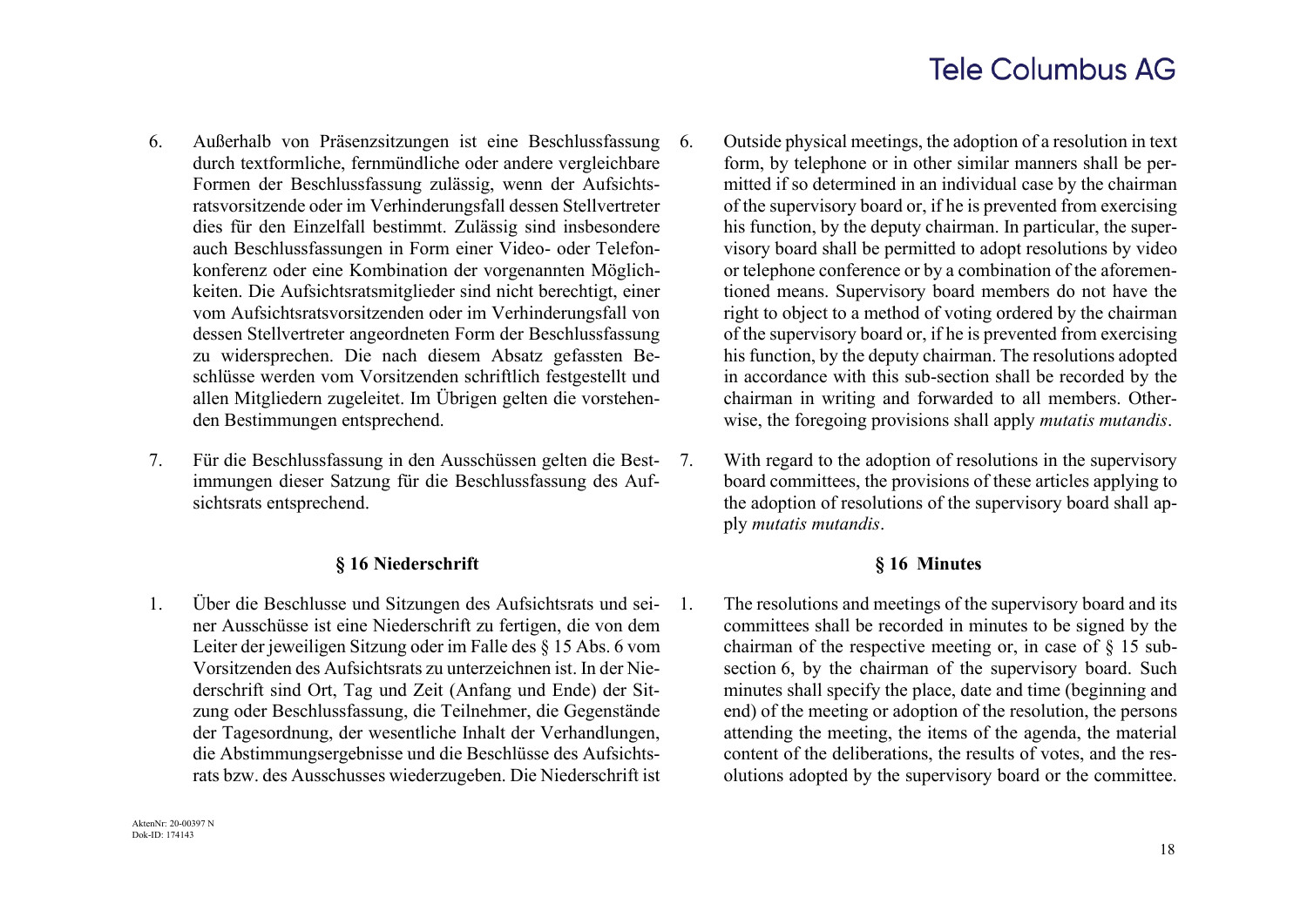6. Außerhalb von Präsenzsitzungen ist eine Beschlussfassung durch textformliche, fernmündliche oder andere vergleichbare Formen der Beschlussfassung zulässig, wenn der Aufsichtsratsvorsitzende oder im Verhinderungsfall dessen Stellvertreter dies für den Einzelfall bestimmt. Zulässig sind insbesondere auch Beschlussfassungen in Form einer Video- oder Telefonkonferenz oder eine Kombination der vorgenannten Möglichkeiten. Die Aufsichtsratsmitglieder sind nicht berechtigt, einer vom Aufsichtsratsvorsitzenden oder im Verhinderungsfall von dessen Stellvertreter angeordneten Form der Beschlussfassung zu widersprechen. Die nach diesem Absatz gefassten Beschlüsse werden vom Vorsitzenden schriftlich festgestellt und allen Mitgliedern zugeleitet. Im Übrigen gelten die vorstehenden Bestimmungen entsprechend.

7. Für die Beschlussfassung in den Ausschüssen gelten die Bestimmungen dieser Satzung für die Beschlussfassung des Aufsichtsrats entsprechend.

6. Outside physical meetings, the adoption of a resolution in text form, by telephone or in other similar manners shall be permitted if so determined in an individual case by the chairman of the supervisory board or, if he is prevented from exercising his function, by the deputy chairman. In particular, the supervisory board shall be permitted to adopt resolutions by video or telephone conference or by a combination of the aforementioned means. Supervisory board members do not have the right to object to a method of voting ordered by the chairman of the supervisory board or, if he is prevented from exercising his function, by the deputy chairman. The resolutions adopted in accordance with this sub-section shall be recorded by the chairman in writing and forwarded to all members. Otherwise, the foregoing provisions shall apply *mutatis mutandis*.

7. With regard to the adoption of resolutions in the supervisory board committees, the provisions of these articles applying to the adoption of resolutions of the supervisory board shall apply *mutatis mutandis*.

## § 16 Niederschrift

1. Über die Beschlusse und Sitzungen des Aufsichtsrats und seiner Ausschüsse ist eine Niederschrift zu fertigen, die von dem Leiter der jeweiligen Sitzung oder im Falle des § 15 Abs. 6 vom Vorsitzenden des Aufsichtsrats zu unterzeichnen ist. In der Niederschrift sind Ort, Tag und Zeit (Anfang und Ende) der Sitzung oder Beschlussfassung, die Teilnehmer, die Gegenstände der Tagesordnung, der wesentliche Inhalt der Verhandlungen, die Abstimmungsergebnisse und die Beschlüsse des Aufsichtsrats bzw. des Ausschusses wiederzugeben. Die Niederschrift ist

## § 16 Minutes

1. The resolutions and meetings of the supervisory board and its committees shall be recorded in minutes to be signed by the chairman of the respective meeting or, in case of § 15 sub-section 6, by the chairman of the supervisory board. Such minutes shall specify the place, date and time (beginning and end) of the meeting or adoption of the resolution, the persons attending the meeting, the items of the agenda, the material content of the deliberations, the results of votes, and the resolutions adopted by the supervisory board or the committee.

AktenNr: 20-00397 N
Dok-ID: 174143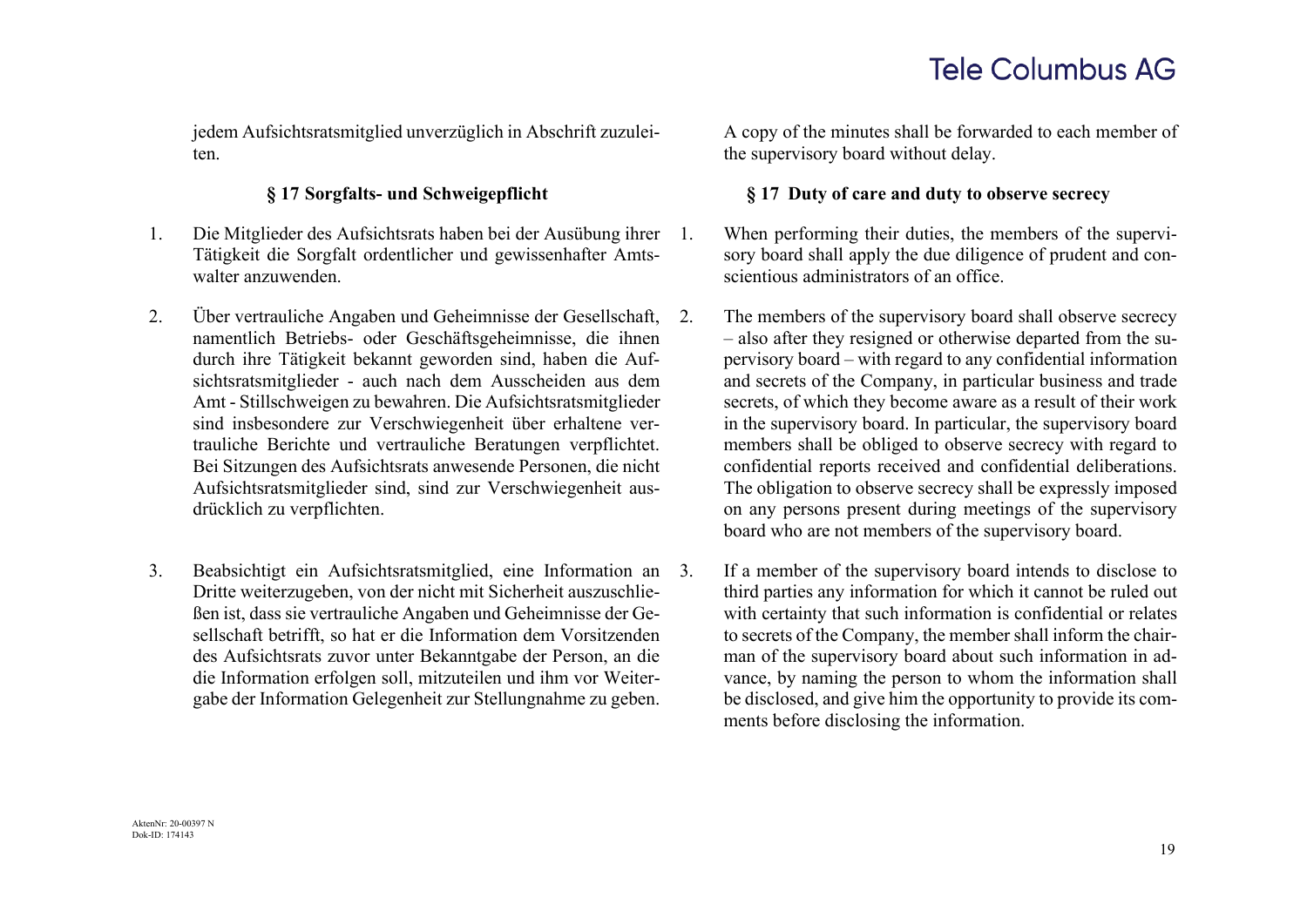jedem Aufsichtsratsmitglied unverzüglich in Abschrift zuzuleiten.

A copy of the minutes shall be forwarded to each member of the supervisory board without delay.

### § 17 Sorgfalts- und Schweigepflicht

### § 17 Duty of care and duty to observe secrecy

1. Die Mitglieder des Aufsichtsrats haben bei der Ausübung ihrer Tätigkeit die Sorgfalt ordentlicher und gewissenhafter Amtswalter anzuwenden.

1. When performing their duties, the members of the supervisory board shall apply the due diligence of prudent and conscientious administrators of an office.

2. Über vertrauliche Angaben und Geheimnisse der Gesellschaft, namentlich Betriebs- oder Geschäftsgeheimnisse, die ihnen durch ihre Tätigkeit bekannt geworden sind, haben die Aufsichtsratsmitglieder - auch nach dem Ausscheiden aus dem Amt - Stillschweigen zu bewahren. Die Aufsichtsratsmitglieder sind insbesondere zur Verschwiegenheit über erhaltene vertrauliche Berichte und vertrauliche Beratungen verpflichtet. Bei Sitzungen des Aufsichtsrats anwesende Personen, die nicht Aufsichtsratsmitglieder sind, sind zur Verschwiegenheit ausdrücklich zu verpflichten.

2. The members of the supervisory board shall observe secrecy – also after they resigned or otherwise departed from the supervisory board – with regard to any confidential information and secrets of the Company, in particular business and trade secrets, of which they become aware as a result of their work in the supervisory board. In particular, the supervisory board members shall be obliged to observe secrecy with regard to confidential reports received and confidential deliberations. The obligation to observe secrecy shall be expressly imposed on any persons present during meetings of the supervisory board who are not members of the supervisory board.

3. Beabsichtigt ein Aufsichtsratsmitglied, eine Information an Dritte weiterzugeben, von der nicht mit Sicherheit auszuschließen ist, dass sie vertrauliche Angaben und Geheimnisse der Gesellschaft betrifft, so hat er die Information dem Vorsitzenden des Aufsichtsrats zuvor unter Bekanntgabe der Person, an die die Information erfolgen soll, mitzuteilen und ihm vor Weitergabe der Information Gelegenheit zur Stellungnahme zu geben.

3. If a member of the supervisory board intends to disclose to third parties any information for which it cannot be ruled out with certainty that such information is confidential or relates to secrets of the Company, the member shall inform the chairman of the supervisory board about such information in advance, by naming the person to whom the information shall be disclosed, and give him the opportunity to provide its comments before disclosing the information.

AktenNr: 20-00397 N
Dok-ID: 174143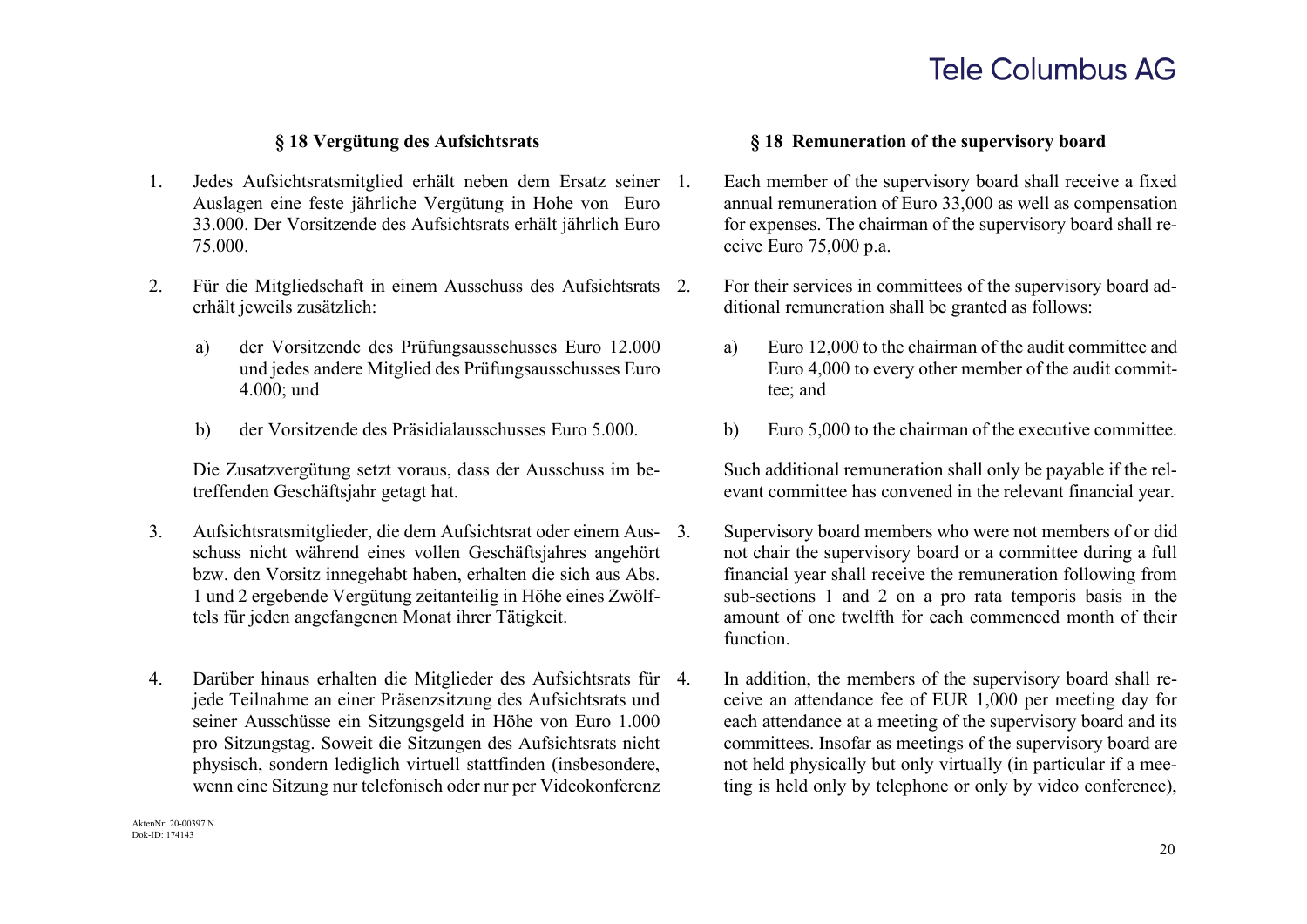### § 18 Vergütung des Aufsichtsrats

1. Jedes Aufsichtsratsmitglied erhält neben dem Ersatz seiner Auslagen eine feste jährliche Vergütung in Hohe von Euro 33.000. Der Vorsitzende des Aufsichtsrats erhält jährlich Euro 75.000.

2. Für die Mitgliedschaft in einem Ausschuss des Aufsichtsrats erhält jeweils zusätzlich:

   a) der Vorsitzende des Prüfungsausschusses Euro 12.000 und jedes andere Mitglied des Prüfungsausschusses Euro 4.000; und

   b) der Vorsitzende des Präsidialausschusses Euro 5.000.

   Die Zusatzvergütung setzt voraus, dass der Ausschuss im betreffenden Geschäftsjahr getagt hat.

3. Aufsichtsratsmitglieder, die dem Aufsichtsrat oder einem Ausschuss nicht während eines vollen Geschäftsjahres angehört bzw. den Vorsitz innegehabt haben, erhalten die sich aus Abs. 1 und 2 ergebende Vergütung zeitanteilig in Höhe eines Zwölftels für jeden angefangenen Monat ihrer Tätigkeit.

4. Darüber hinaus erhalten die Mitglieder des Aufsichtsrats für jede Teilnahme an einer Präsenzsitzung des Aufsichtsrats und seiner Ausschüsse ein Sitzungsgeld in Höhe von Euro 1.000 pro Sitzungstag. Soweit die Sitzungen des Aufsichtsrats nicht physisch, sondern lediglich virtuell stattfinden (insbesondere, wenn eine Sitzung nur telefonisch oder nur per Videokonferenz

### § 18 Remuneration of the supervisory board

1. Each member of the supervisory board shall receive a fixed annual remuneration of Euro 33,000 as well as compensation for expenses. The chairman of the supervisory board shall receive Euro 75,000 p.a.

2. For their services in committees of the supervisory board additional remuneration shall be granted as follows:

   a) Euro 12,000 to the chairman of the audit committee and Euro 4,000 to every other member of the audit committee; and

   b) Euro 5,000 to the chairman of the executive committee.

   Such additional remuneration shall only be payable if the relevant committee has convened in the relevant financial year.

3. Supervisory board members who were not members of or did not chair the supervisory board or a committee during a full financial year shall receive the remuneration following from sub-sections 1 and 2 on a pro rata temporis basis in the amount of one twelfth for each commenced month of their function.

4. In addition, the members of the supervisory board shall receive an attendance fee of EUR 1,000 per meeting day for each attendance at a meeting of the supervisory board and its committees. Insofar as meetings of the supervisory board are not held physically but only virtually (in particular if a meeting is held only by telephone or only by video conference),

AktenNr: 20-00397 N
Dok-ID: 174143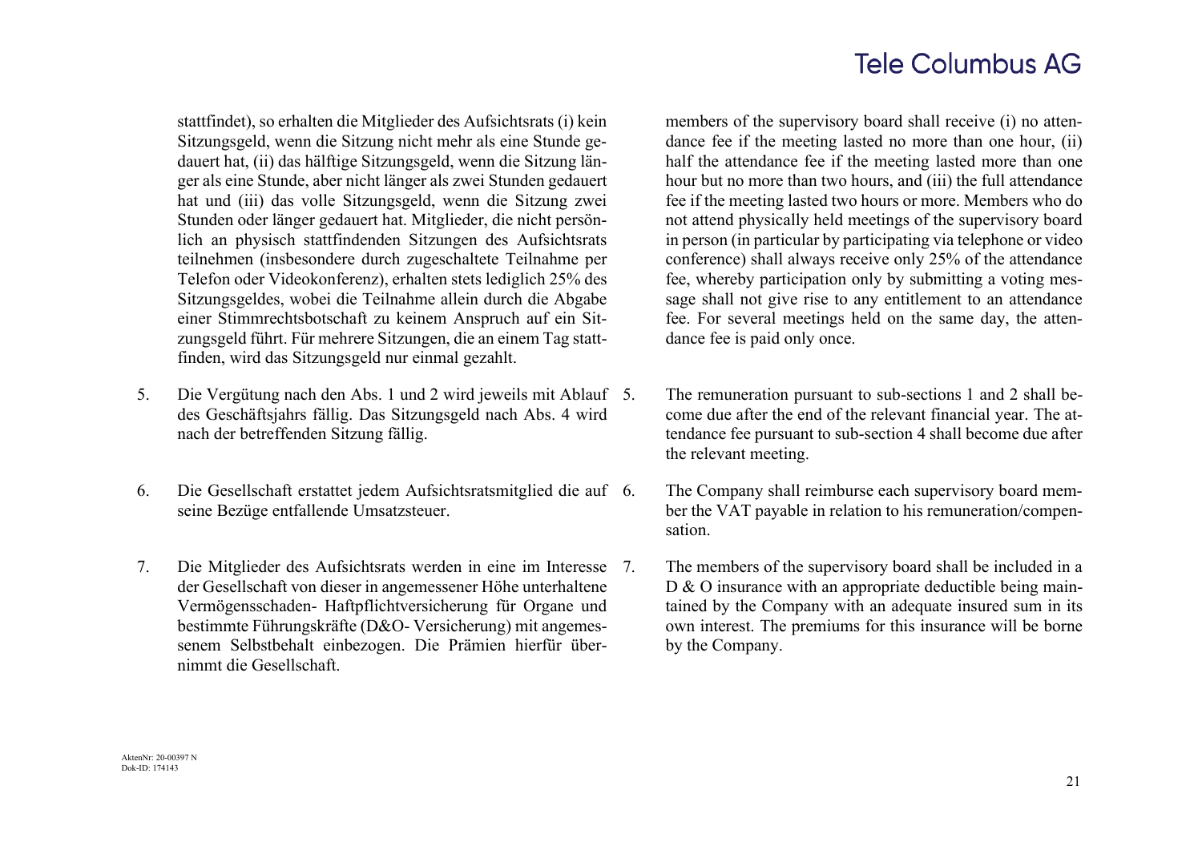stattfindet), so erhalten die Mitglieder des Aufsichtsrats (i) kein Sitzungsgeld, wenn die Sitzung nicht mehr als eine Stunde gedauert hat, (ii) das hälftige Sitzungsgeld, wenn die Sitzung länger als eine Stunde, aber nicht länger als zwei Stunden gedauert hat und (iii) das volle Sitzungsgeld, wenn die Sitzung zwei Stunden oder länger gedauert hat. Mitglieder, die nicht persönlich an physisch stattfindenden Sitzungen des Aufsichtsrats teilnehmen (insbesondere durch zugeschaltete Teilnahme per Telefon oder Videokonferenz), erhalten stets lediglich 25% des Sitzungsgeldes, wobei die Teilnahme allein durch die Abgabe einer Stimmrechtsbotschaft zu keinem Anspruch auf ein Sitzungsgeld führt. Für mehrere Sitzungen, die an einem Tag stattfinden, wird das Sitzungsgeld nur einmal gezahlt.

members of the supervisory board shall receive (i) no attendance fee if the meeting lasted no more than one hour, (ii) half the attendance fee if the meeting lasted more than one hour but no more than two hours, and (iii) the full attendance fee if the meeting lasted two hours or more. Members who do not attend physically held meetings of the supervisory board in person (in particular by participating via telephone or video conference) shall always receive only 25% of the attendance fee, whereby participation only by submitting a voting message shall not give rise to any entitlement to an attendance fee. For several meetings held on the same day, the attendance fee is paid only once.

5. Die Vergütung nach den Abs. 1 und 2 wird jeweils mit Ablauf des Geschäftsjahrs fällig. Das Sitzungsgeld nach Abs. 4 wird nach der betreffenden Sitzung fällig.

5. The remuneration pursuant to sub-sections 1 and 2 shall become due after the end of the relevant financial year. The attendance fee pursuant to sub-section 4 shall become due after the relevant meeting.

6. Die Gesellschaft erstattet jedem Aufsichtsratsmitglied die auf seine Bezüge entfallende Umsatzsteuer.

6. The Company shall reimburse each supervisory board member the VAT payable in relation to his remuneration/compensation.

7. Die Mitglieder des Aufsichtsrats werden in eine im Interesse der Gesellschaft von dieser in angemessener Höhe unterhaltene Vermögensschaden- Haftpflichtversicherung für Organe und bestimmte Führungskräfte (D&O- Versicherung) mit angemessenem Selbstbehalt einbezogen. Die Prämien hierfür übernimmt die Gesellschaft.

7. The members of the supervisory board shall be included in a D & O insurance with an appropriate deductible being maintained by the Company with an adequate insured sum in its own interest. The premiums for this insurance will be borne by the Company.

AktenNr: 20-00397 N
Dok-ID: 174143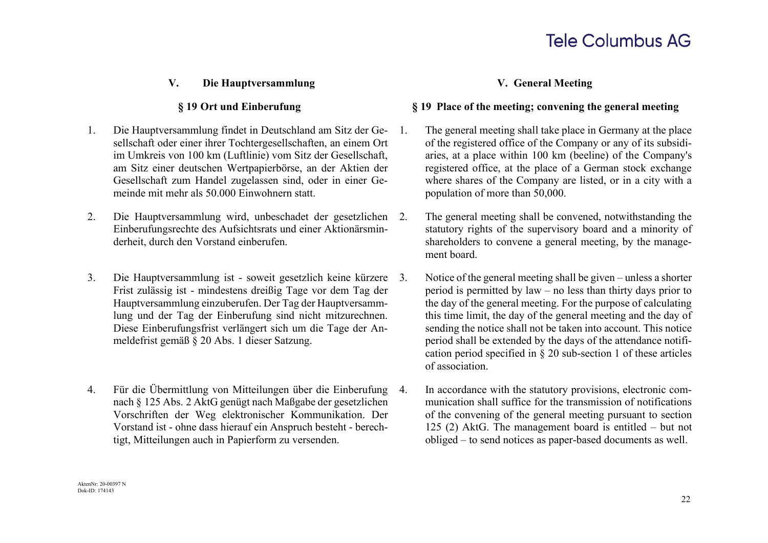## V. Die Hauptversammlung

### § 19 Ort und Einberufung

1. Die Hauptversammlung findet in Deutschland am Sitz der Gesellschaft oder einer ihrer Tochtergesellschaften, an einem Ort im Umkreis von 100 km (Luftlinie) vom Sitz der Gesellschaft, am Sitz einer deutschen Wertpapierbörse, an der Aktien der Gesellschaft zum Handel zugelassen sind, oder in einer Gemeinde mit mehr als 50.000 Einwohnern statt.

2. Die Hauptversammlung wird, unbeschadet der gesetzlichen Einberufungsrechte des Aufsichtsrats und einer Aktionärsminderheit, durch den Vorstand einberufen.

3. Die Hauptversammlung ist - soweit gesetzlich keine kürzere Frist zulässig ist - mindestens dreißig Tage vor dem Tag der Hauptversammlung einzuberufen. Der Tag der Hauptversammlung und der Tag der Einberufung sind nicht mitzurechnen. Diese Einberufungsfrist verlängert sich um die Tage der Anmeldefrist gemäß § 20 Abs. 1 dieser Satzung.

4. Für die Übermittlung von Mitteilungen über die Einberufung nach § 125 Abs. 2 AktG genügt nach Maßgabe der gesetzlichen Vorschriften der Weg elektronischer Kommunikation. Der Vorstand ist - ohne dass hierauf ein Anspruch besteht - berechtigt, Mitteilungen auch in Papierform zu versenden.

## V. General Meeting

### § 19 Place of the meeting; convening the general meeting

1. The general meeting shall take place in Germany at the place of the registered office of the Company or any of its subsidiaries, at a place within 100 km (beeline) of the Company's registered office, at the place of a German stock exchange where shares of the Company are listed, or in a city with a population of more than 50,000.

2. The general meeting shall be convened, notwithstanding the statutory rights of the supervisory board and a minority of shareholders to convene a general meeting, by the management board.

3. Notice of the general meeting shall be given – unless a shorter period is permitted by law – no less than thirty days prior to the day of the general meeting. For the purpose of calculating this time limit, the day of the general meeting and the day of sending the notice shall not be taken into account. This notice period shall be extended by the days of the attendance notification period specified in § 20 sub-section 1 of these articles of association.

4. In accordance with the statutory provisions, electronic communication shall suffice for the transmission of notifications of the convening of the general meeting pursuant to section 125 (2) AktG. The management board is entitled – but not obliged – to send notices as paper-based documents as well.

AktenNr: 20-00397 N
Dok-ID: 174143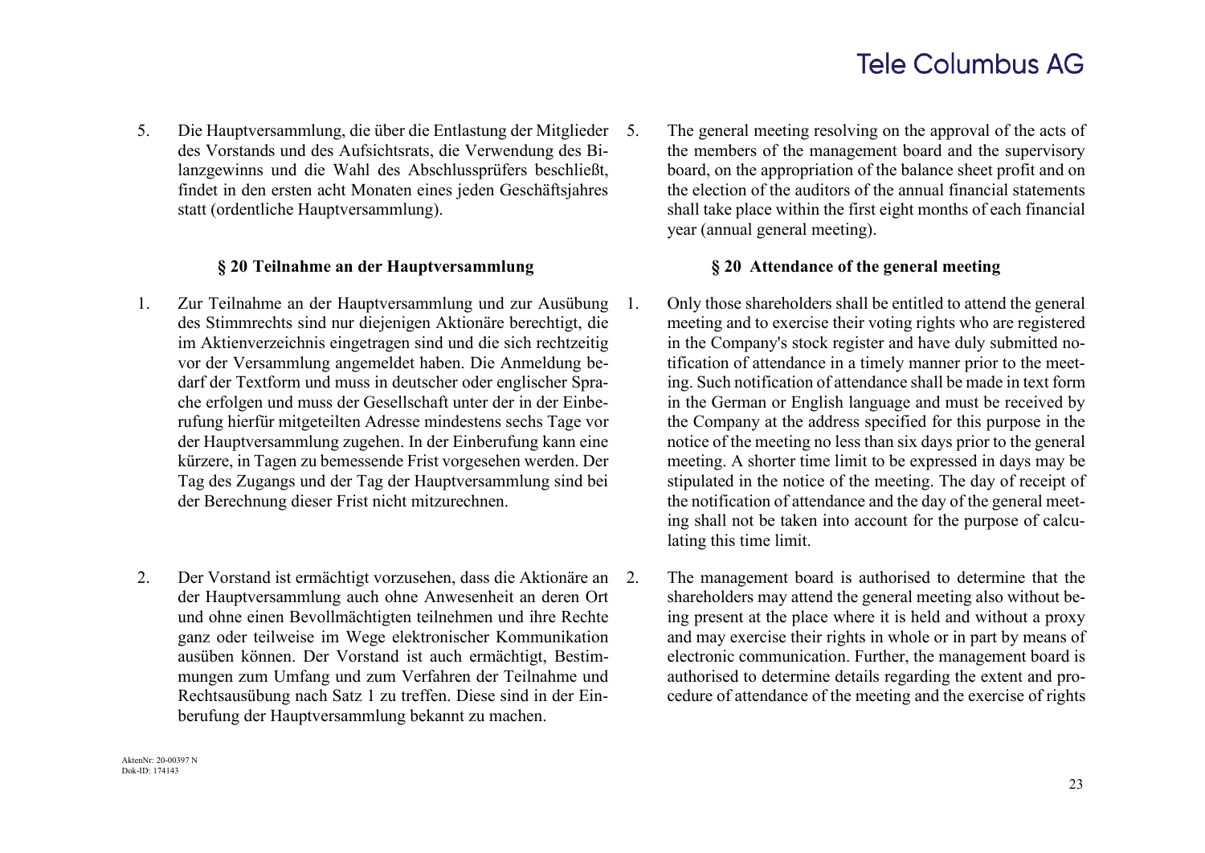5. Die Hauptversammlung, die über die Entlastung der Mitglieder des Vorstands und des Aufsichtsrats, die Verwendung des Bilanzgewinns und die Wahl des Abschlussprüfers beschließt, findet in den ersten acht Monaten eines jeden Geschäftsjahres statt (ordentliche Hauptversammlung).

5. The general meeting resolving on the approval of the acts of the members of the management board and the supervisory board, on the appropriation of the balance sheet profit and on the election of the auditors of the annual financial statements shall take place within the first eight months of each financial year (annual general meeting).

### § 20 Teilnahme an der Hauptversammlung

### § 20 Attendance of the general meeting

1. Zur Teilnahme an der Hauptversammlung und zur Ausübung des Stimmrechts sind nur diejenigen Aktionäre berechtigt, die im Aktienverzeichnis eingetragen sind und die sich rechtzeitig vor der Versammlung angemeldet haben. Die Anmeldung bedarf der Textform und muss in deutscher oder englischer Sprache erfolgen und muss der Gesellschaft unter der in der Einberufung hierfür mitgeteilten Adresse mindestens sechs Tage vor der Hauptversammlung zugehen. In der Einberufung kann eine kürzere, in Tagen zu bemessende Frist vorgesehen werden. Der Tag des Zugangs und der Tag der Hauptversammlung sind bei der Berechnung dieser Frist nicht mitzurechnen.

1. Only those shareholders shall be entitled to attend the general meeting and to exercise their voting rights who are registered in the Company's stock register and have duly submitted notification of attendance in a timely manner prior to the meeting. Such notification of attendance shall be made in text form in the German or English language and must be received by the Company at the address specified for this purpose in the notice of the meeting no less than six days prior to the general meeting. A shorter time limit to be expressed in days may be stipulated in the notice of the meeting. The day of receipt of the notification of attendance and the day of the general meeting shall not be taken into account for the purpose of calculating this time limit.

2. Der Vorstand ist ermächtigt vorzusehen, dass die Aktionäre an der Hauptversammlung auch ohne Anwesenheit an deren Ort und ohne einen Bevollmächtigten teilnehmen und ihre Rechte ganz oder teilweise im Wege elektronischer Kommunikation ausüben können. Der Vorstand ist auch ermächtigt, Bestimmungen zum Umfang und zum Verfahren der Teilnahme und Rechtsausübung nach Satz 1 zu treffen. Diese sind in der Einberufung der Hauptversammlung bekannt zu machen.

2. The management board is authorised to determine that the shareholders may attend the general meeting also without being present at the place where it is held and without a proxy and may exercise their rights in whole or in part by means of electronic communication. Further, the management board is authorised to determine details regarding the extent and procedure of attendance of the meeting and the exercise of rights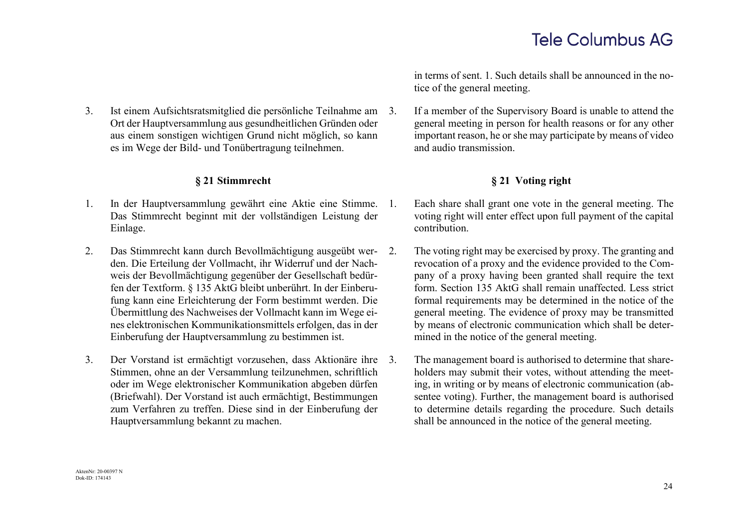in terms of sent. 1. Such details shall be announced in the notice of the general meeting.

3. Ist einem Aufsichtsratsmitglied die persönliche Teilnahme am Ort der Hauptversammlung aus gesundheitlichen Gründen oder aus einem sonstigen wichtigen Grund nicht möglich, so kann es im Wege der Bild- und Tonübertragung teilnehmen.

3. If a member of the Supervisory Board is unable to attend the general meeting in person for health reasons or for any other important reason, he or she may participate by means of video and audio transmission.

### § 21 Stimmrecht

### § 21 Voting right

1. In der Hauptversammlung gewährt eine Aktie eine Stimme. Das Stimmrecht beginnt mit der vollständigen Leistung der Einlage.

1. Each share shall grant one vote in the general meeting. The voting right will enter effect upon full payment of the capital contribution.

2. Das Stimmrecht kann durch Bevollmächtigung ausgeübt werden. Die Erteilung der Vollmacht, ihr Widerruf und der Nachweis der Bevollmächtigung gegenüber der Gesellschaft bedürfen der Textform. § 135 AktG bleibt unberührt. In der Einberufung kann eine Erleichterung der Form bestimmt werden. Die Übermittlung des Nachweises der Vollmacht kann im Wege eines elektronischen Kommunikationsmittels erfolgen, das in der Einberufung der Hauptversammlung zu bestimmen ist.

2. The voting right may be exercised by proxy. The granting and revocation of a proxy and the evidence provided to the Company of a proxy having been granted shall require the text form. Section 135 AktG shall remain unaffected. Less strict formal requirements may be determined in the notice of the general meeting. The evidence of proxy may be transmitted by means of electronic communication which shall be determined in the notice of the general meeting.

3. Der Vorstand ist ermächtigt vorzusehen, dass Aktionäre ihre Stimmen, ohne an der Versammlung teilzunehmen, schriftlich oder im Wege elektronischer Kommunikation abgeben dürfen (Briefwahl). Der Vorstand ist auch ermächtigt, Bestimmungen zum Verfahren zu treffen. Diese sind in der Einberufung der Hauptversammlung bekannt zu machen.

3. The management board is authorised to determine that shareholders may submit their votes, without attending the meeting, in writing or by means of electronic communication (absentee voting). Further, the management board is authorised to determine details regarding the procedure. Such details shall be announced in the notice of the general meeting.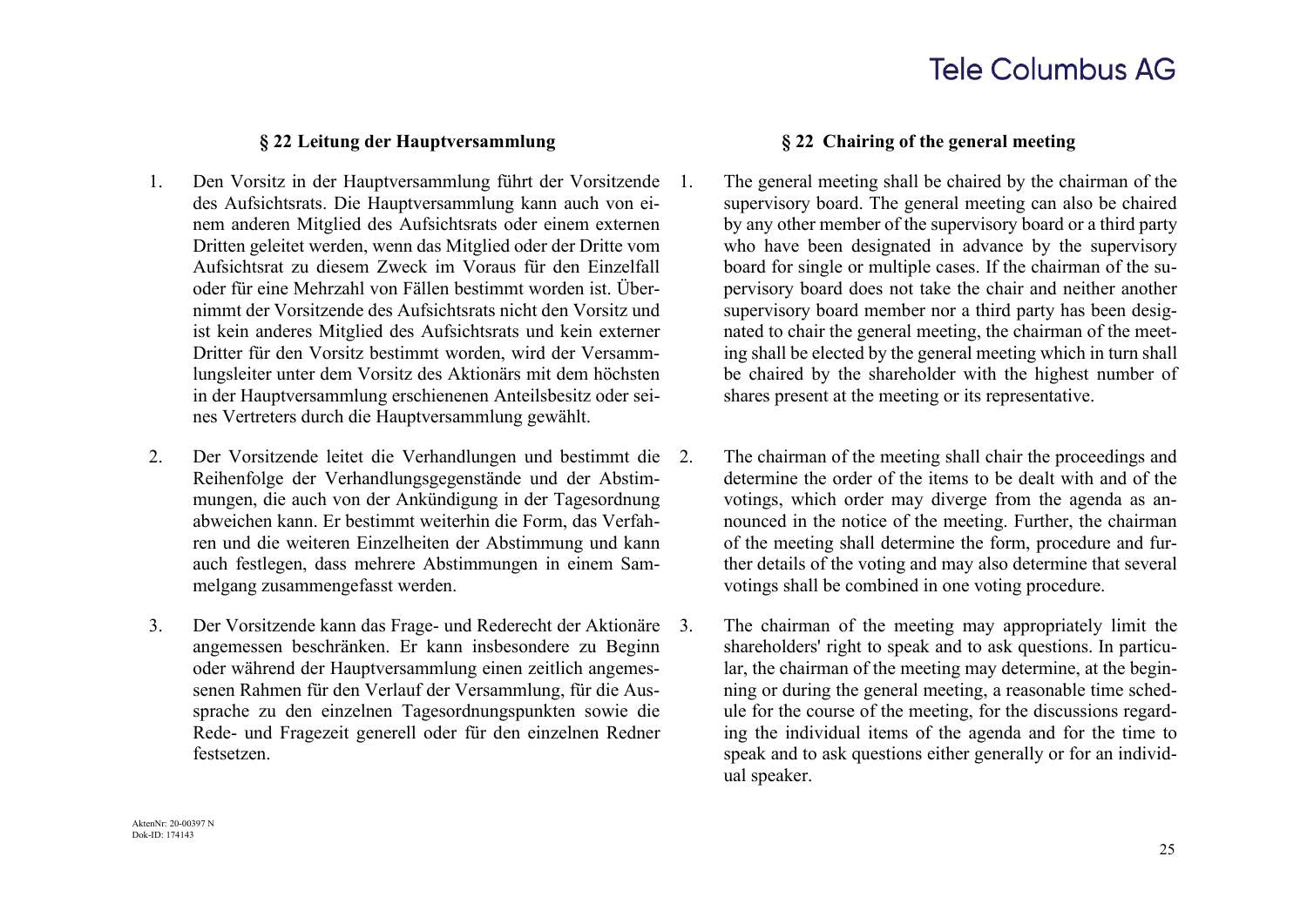## § 22 Leitung der Hauptversammlung

1. Den Vorsitz in der Hauptversammlung führt der Vorsitzende des Aufsichtsrats. Die Hauptversammlung kann auch von einem anderen Mitglied des Aufsichtsrats oder einem externen Dritten geleitet werden, wenn das Mitglied oder der Dritte vom Aufsichtsrat zu diesem Zweck im Voraus für den Einzelfall oder für eine Mehrzahl von Fällen bestimmt worden ist. Übernimmt der Vorsitzende des Aufsichtsrats nicht den Vorsitz und ist kein anderes Mitglied des Aufsichtsrats und kein externer Dritter für den Vorsitz bestimmt worden, wird der Versammlungsleiter unter dem Vorsitz des Aktionärs mit dem höchsten in der Hauptversammlung erschienenen Anteilsbesitz oder seines Vertreters durch die Hauptversammlung gewählt.

2. Der Vorsitzende leitet die Verhandlungen und bestimmt die Reihenfolge der Verhandlungsgegenstände und der Abstimmungen, die auch von der Ankündigung in der Tagesordnung abweichen kann. Er bestimmt weiterhin die Form, das Verfahren und die weiteren Einzelheiten der Abstimmung und kann auch festlegen, dass mehrere Abstimmungen in einem Sammelgang zusammengefasst werden.

3. Der Vorsitzende kann das Frage- und Rederecht der Aktionäre angemessen beschränken. Er kann insbesondere zu Beginn oder während der Hauptversammlung einen zeitlich angemessenen Rahmen für den Verlauf der Versammlung, für die Aussprache zu den einzelnen Tagesordnungspunkten sowie die Rede- und Fragezeit generell oder für den einzelnen Redner festsetzen.

## § 22 Chairing of the general meeting

1. The general meeting shall be chaired by the chairman of the supervisory board. The general meeting can also be chaired by any other member of the supervisory board or a third party who have been designated in advance by the supervisory board for single or multiple cases. If the chairman of the supervisory board does not take the chair and neither another supervisory board member nor a third party has been designated to chair the general meeting, the chairman of the meeting shall be elected by the general meeting which in turn shall be chaired by the shareholder with the highest number of shares present at the meeting or its representative.

2. The chairman of the meeting shall chair the proceedings and determine the order of the items to be dealt with and of the votings, which order may diverge from the agenda as announced in the notice of the meeting. Further, the chairman of the meeting shall determine the form, procedure and further details of the voting and may also determine that several votings shall be combined in one voting procedure.

3. The chairman of the meeting may appropriately limit the shareholders' right to speak and to ask questions. In particular, the chairman of the meeting may determine, at the beginning or during the general meeting, a reasonable time schedule for the course of the meeting, for the discussions regarding the individual items of the agenda and for the time to speak and to ask questions either generally or for an individual speaker.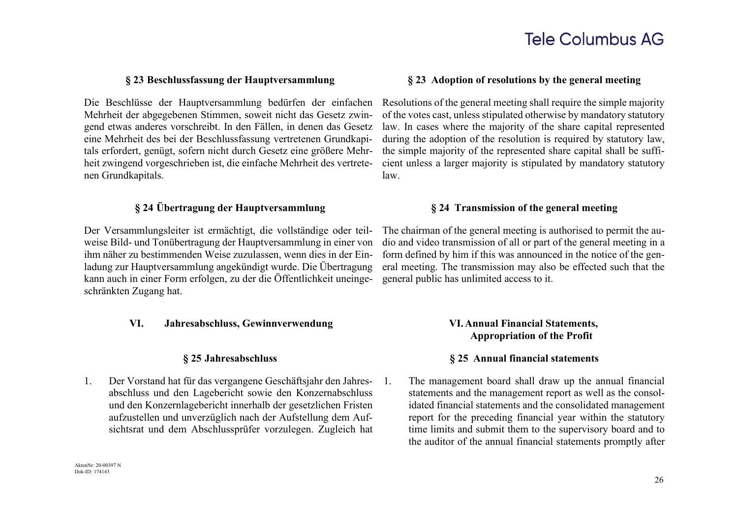### § 23 Beschlussfassung der Hauptversammlung

Die Beschlüsse der Hauptversammlung bedürfen der einfachen Mehrheit der abgegebenen Stimmen, soweit nicht das Gesetz zwingend etwas anderes vorschreibt. In den Fällen, in denen das Gesetz eine Mehrheit des bei der Beschlussfassung vertretenen Grundkapitals erfordert, genügt, sofern nicht durch Gesetz eine größere Mehrheit zwingend vorgeschrieben ist, die einfache Mehrheit des vertretenen Grundkapitals.

### § 23 Adoption of resolutions by the general meeting

Resolutions of the general meeting shall require the simple majority of the votes cast, unless stipulated otherwise by mandatory statutory law. In cases where the majority of the share capital represented during the adoption of the resolution is required by statutory law, the simple majority of the represented share capital shall be sufficient unless a larger majority is stipulated by mandatory statutory law.

### § 24 Übertragung der Hauptversammlung

Der Versammlungsleiter ist ermächtigt, die vollständige oder teilweise Bild- und Tonübertragung der Hauptversammlung in einer von ihm näher zu bestimmenden Weise zuzulassen, wenn dies in der Einladung zur Hauptversammlung angekündigt wurde. Die Übertragung kann auch in einer Form erfolgen, zu der die Öffentlichkeit uneingeschränkten Zugang hat.

### § 24 Transmission of the general meeting

The chairman of the general meeting is authorised to permit the audio and video transmission of all or part of the general meeting in a form defined by him if this was announced in the notice of the general meeting. The transmission may also be effected such that the general public has unlimited access to it.

## VI. Jahresabschluss, Gewinnverwendung

## VI. Annual Financial Statements, Appropriation of the Profit

### § 25 Jahresabschluss

1. Der Vorstand hat für das vergangene Geschäftsjahr den Jahresabschluss und den Lagebericht sowie den Konzernabschluss und den Konzernlagebericht innerhalb der gesetzlichen Fristen aufzustellen und unverzüglich nach der Aufstellung dem Aufsichtsrat und dem Abschlussprüfer vorzulegen. Zugleich hat

### § 25 Annual financial statements

1. The management board shall draw up the annual financial statements and the management report as well as the consolidated financial statements and the consolidated management report for the preceding financial year within the statutory time limits and submit them to the supervisory board and to the auditor of the annual financial statements promptly after

AktenNr: 20-00397 N
Dok-ID: 174143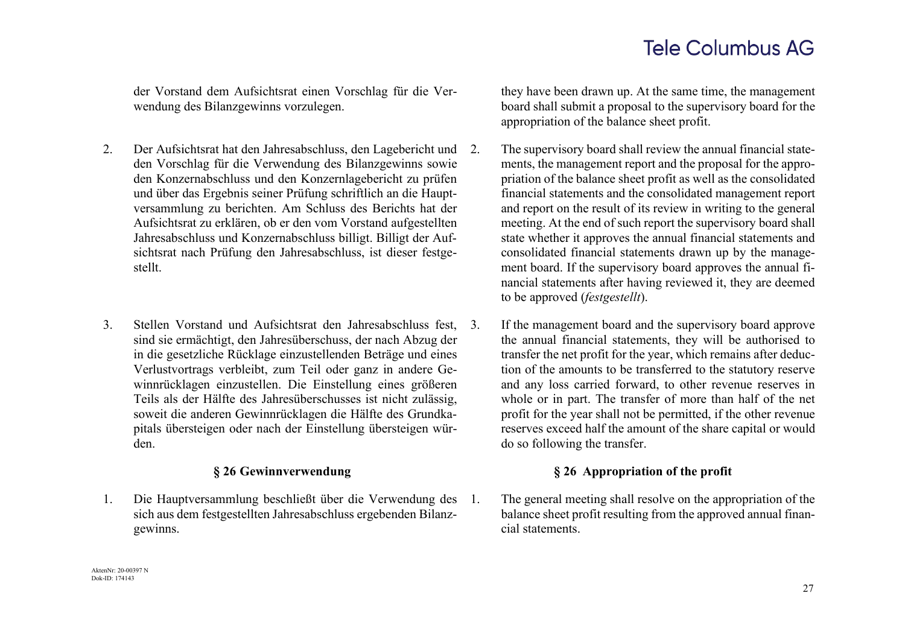der Vorstand dem Aufsichtsrat einen Vorschlag für die Verwendung des Bilanzgewinns vorzulegen.

they have been drawn up. At the same time, the management board shall submit a proposal to the supervisory board for the appropriation of the balance sheet profit.

2. Der Aufsichtsrat hat den Jahresabschluss, den Lagebericht und den Vorschlag für die Verwendung des Bilanzgewinns sowie den Konzernabschluss und den Konzernlagebericht zu prüfen und über das Ergebnis seiner Prüfung schriftlich an die Hauptversammlung zu berichten. Am Schluss des Berichts hat der Aufsichtsrat zu erklären, ob er den vom Vorstand aufgestellten Jahresabschluss und Konzernabschluss billigt. Billigt der Aufsichtsrat nach Prüfung den Jahresabschluss, ist dieser festgestellt.

2. The supervisory board shall review the annual financial statements, the management report and the proposal for the appropriation of the balance sheet profit as well as the consolidated financial statements and the consolidated management report and report on the result of its review in writing to the general meeting. At the end of such report the supervisory board shall state whether it approves the annual financial statements and consolidated financial statements drawn up by the management board. If the supervisory board approves the annual financial statements after having reviewed it, they are deemed to be approved (*festgestellt*).

3. Stellen Vorstand und Aufsichtsrat den Jahresabschluss fest, sind sie ermächtigt, den Jahresüberschuss, der nach Abzug der in die gesetzliche Rücklage einzustellenden Beträge und eines Verlustvortrags verbleibt, zum Teil oder ganz in andere Gewinnrücklagen einzustellen. Die Einstellung eines größeren Teils als der Hälfte des Jahresüberschusses ist nicht zulässig, soweit die anderen Gewinnrücklagen die Hälfte des Grundkapitals übersteigen oder nach der Einstellung übersteigen würden.

3. If the management board and the supervisory board approve the annual financial statements, they will be authorised to transfer the net profit for the year, which remains after deduction of the amounts to be transferred to the statutory reserve and any loss carried forward, to other revenue reserves in whole or in part. The transfer of more than half of the net profit for the year shall not be permitted, if the other revenue reserves exceed half the amount of the share capital or would do so following the transfer.

## § 26 Gewinnverwendung

## § 26 Appropriation of the profit

1. Die Hauptversammlung beschließt über die Verwendung des sich aus dem festgestellten Jahresabschluss ergebenden Bilanzgewinns.

1. The general meeting shall resolve on the appropriation of the balance sheet profit resulting from the approved annual financial statements.

AktenNr: 20-00397 N
Dok-ID: 174143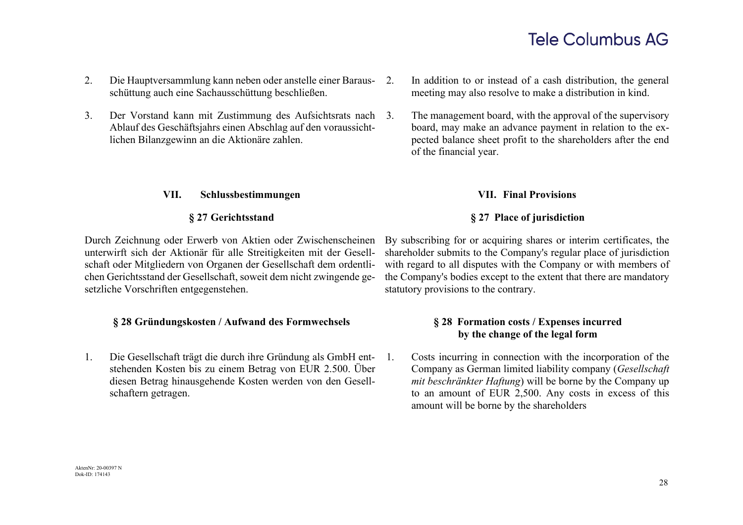2. Die Hauptversammlung kann neben oder anstelle einer Barausschüttung auch eine Sachausschüttung beschließen.

3. Der Vorstand kann mit Zustimmung des Aufsichtsrats nach Ablauf des Geschäftsjahrs einen Abschlag auf den voraussichtlichen Bilanzgewinn an die Aktionäre zahlen.

2. In addition to or instead of a cash distribution, the general meeting may also resolve to make a distribution in kind.

3. The management board, with the approval of the supervisory board, may make an advance payment in relation to the expected balance sheet profit to the shareholders after the end of the financial year.

## VII. Schlussbestimmungen

### § 27 Gerichtsstand

Durch Zeichnung oder Erwerb von Aktien oder Zwischenscheinen unterwirft sich der Aktionär für alle Streitigkeiten mit der Gesellschaft oder Mitgliedern von Organen der Gesellschaft dem ordentlichen Gerichtsstand der Gesellschaft, soweit dem nicht zwingende gesetzliche Vorschriften entgegenstehen.

### § 28 Gründungskosten / Aufwand des Formwechsels

1. Die Gesellschaft trägt die durch ihre Gründung als GmbH entstehenden Kosten bis zu einem Betrag von EUR 2.500. Über diesen Betrag hinausgehende Kosten werden von den Gesellschaftern getragen.

## VII. Final Provisions

### § 27 Place of jurisdiction

By subscribing for or acquiring shares or interim certificates, the shareholder submits to the Company's regular place of jurisdiction with regard to all disputes with the Company or with members of the Company's bodies except to the extent that there are mandatory statutory provisions to the contrary.

### § 28 Formation costs / Expenses incurred by the change of the legal form

1. Costs incurring in connection with the incorporation of the Company as German limited liability company (*Gesellschaft mit beschränkter Haftung*) will be borne by the Company up to an amount of EUR 2,500. Any costs in excess of this amount will be borne by the shareholders

AktenNr: 20-00397 N
Dok-ID: 174143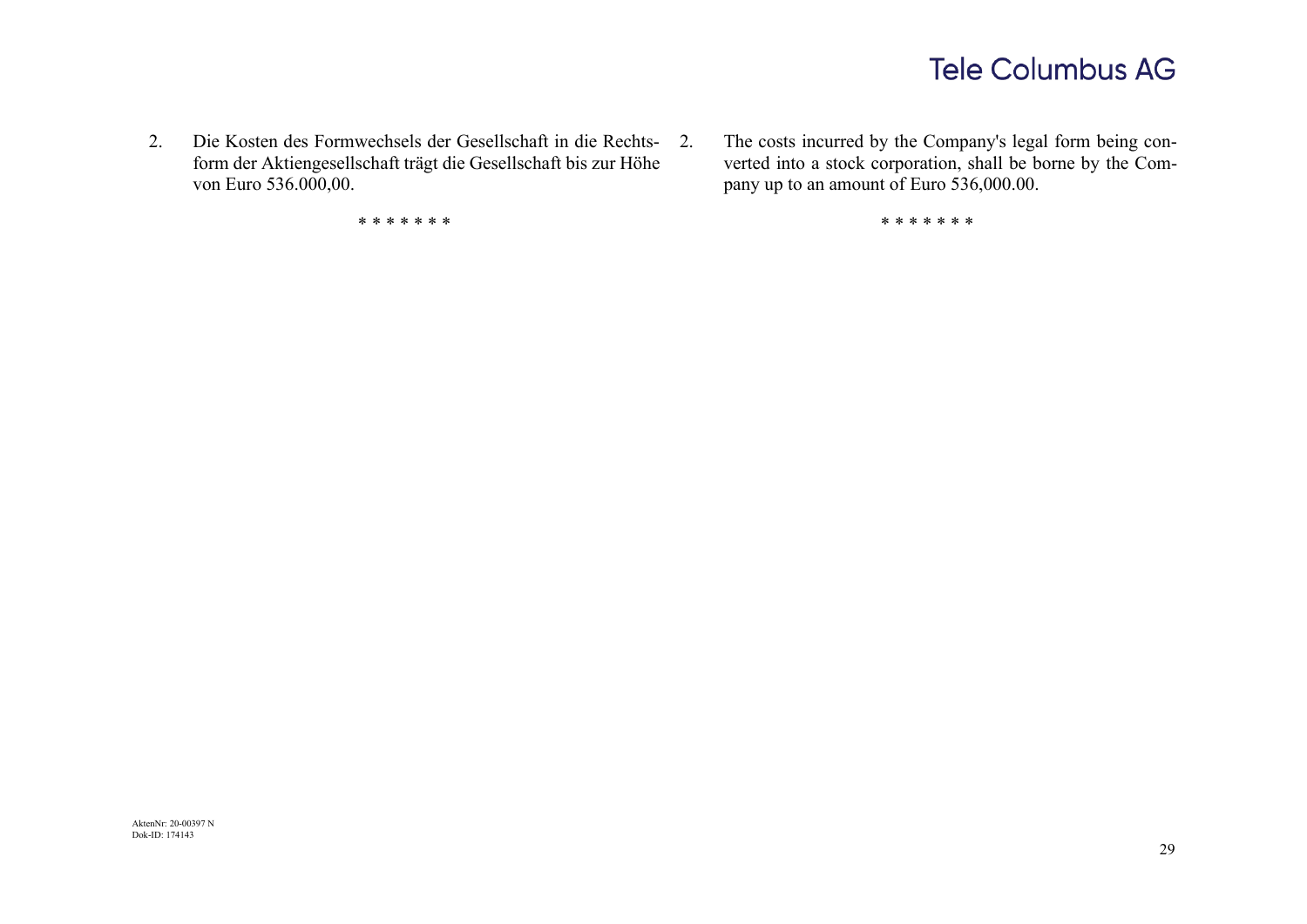2. Die Kosten des Formwechsels der Gesellschaft in die Rechtsform der Aktiengesellschaft trägt die Gesellschaft bis zur Höhe von Euro 536.000,00.

\* \* \* \* \* \* \*

2. The costs incurred by the Company's legal form being converted into a stock corporation, shall be borne by the Company up to an amount of Euro 536,000.00.

\* \* \* \* \* \* \*

AktenNr: 20-00397 N
Dok-ID: 174143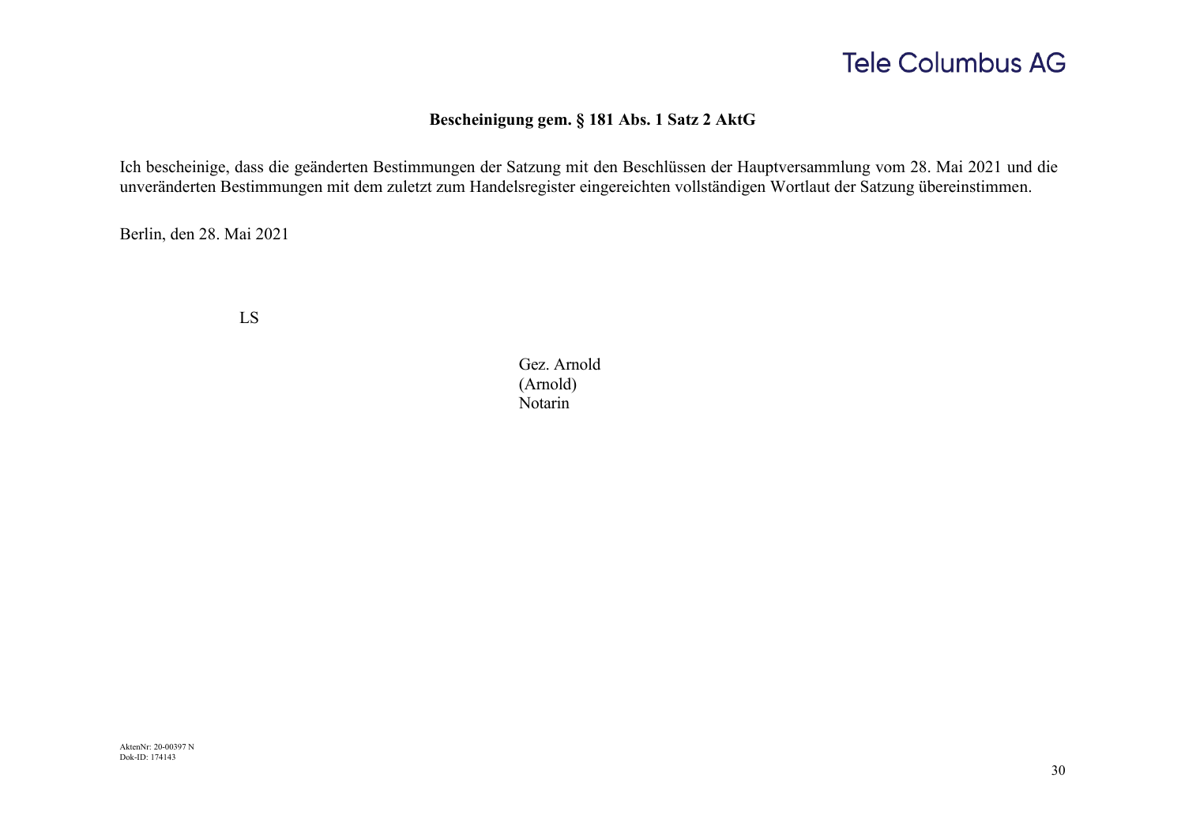**Bescheinigung gem. § 181 Abs. 1 Satz 2 AktG**

Ich bescheinige, dass die geänderten Bestimmungen der Satzung mit den Beschlüssen der Hauptversammlung vom 28. Mai 2021 und die unveränderten Bestimmungen mit dem zuletzt zum Handelsregister eingereichten vollständigen Wortlaut der Satzung übereinstimmen.

Berlin, den 28. Mai 2021

LS

Gez. Arnold
(Arnold)
Notarin

AktenNr: 20-00397 N
Dok-ID: 174143